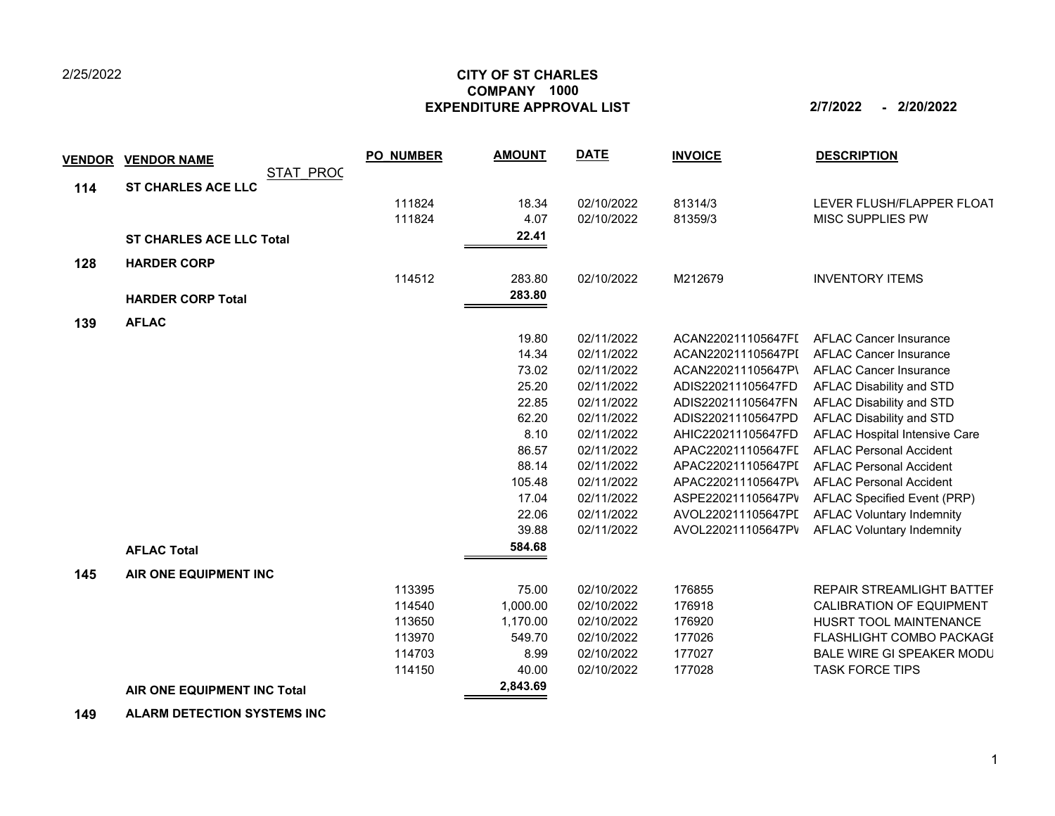2/25/2022

**CITY OF ST CHARLES**
**COMPANY 1000**
**EXPENDITURE APPROVAL LIST**

**2/7/2022 - 2/20/2022**

| VENDOR | VENDOR NAME | PO_NUMBER | AMOUNT | DATE | INVOICE | DESCRIPTION |
|---|---|---|---|---|---|---|
| | STAT_PROC | | | | | |
| **114** | **ST CHARLES ACE LLC** | | | | | |
| | | 111824 | 18.34 | 02/10/2022 | 81314/3 | LEVER FLUSH/FLAPPER FLOAT |
| | | 111824 | 4.07 | 02/10/2022 | 81359/3 | MISC SUPPLIES PW |
| | **ST CHARLES ACE LLC Total** | | **22.41** | | | |
| **128** | **HARDER CORP** | | | | | |
| | | 114512 | 283.80 | 02/10/2022 | M212679 | INVENTORY ITEMS |
| | **HARDER CORP Total** | | **283.80** | | | |
| **139** | **AFLAC** | | | | | |
| | | | 19.80 | 02/11/2022 | ACAN220211105647FD | AFLAC Cancer Insurance |
| | | | 14.34 | 02/11/2022 | ACAN220211105647PD | AFLAC Cancer Insurance |
| | | | 73.02 | 02/11/2022 | ACAN220211105647PV | AFLAC Cancer Insurance |
| | | | 25.20 | 02/11/2022 | ADIS220211105647FD | AFLAC Disability and STD |
| | | | 22.85 | 02/11/2022 | ADIS220211105647FN | AFLAC Disability and STD |
| | | | 62.20 | 02/11/2022 | ADIS220211105647PD | AFLAC Disability and STD |
| | | | 8.10 | 02/11/2022 | AHIC220211105647FD | AFLAC Hospital Intensive Care |
| | | | 86.57 | 02/11/2022 | APAC220211105647FD | AFLAC Personal Accident |
| | | | 88.14 | 02/11/2022 | APAC220211105647PD | AFLAC Personal Accident |
| | | | 105.48 | 02/11/2022 | APAC220211105647PV | AFLAC Personal Accident |
| | | | 17.04 | 02/11/2022 | ASPE220211105647PV | AFLAC Specified Event (PRP) |
| | | | 22.06 | 02/11/2022 | AVOL220211105647PD | AFLAC Voluntary Indemnity |
| | | | 39.88 | 02/11/2022 | AVOL220211105647PV | AFLAC Voluntary Indemnity |
| | **AFLAC Total** | | **584.68** | | | |
| **145** | **AIR ONE EQUIPMENT INC** | | | | | |
| | | 113395 | 75.00 | 02/10/2022 | 176855 | REPAIR STREAMLIGHT BATTER |
| | | 114540 | 1,000.00 | 02/10/2022 | 176918 | CALIBRATION OF EQUIPMENT |
| | | 113650 | 1,170.00 | 02/10/2022 | 176920 | HUSRT TOOL MAINTENANCE |
| | | 113970 | 549.70 | 02/10/2022 | 177026 | FLASHLIGHT COMBO PACKAGE |
| | | 114703 | 8.99 | 02/10/2022 | 177027 | BALE WIRE GI SPEAKER MODU |
| | | 114150 | 40.00 | 02/10/2022 | 177028 | TASK FORCE TIPS |
| | **AIR ONE EQUIPMENT INC Total** | | **2,843.69** | | | |
| **149** | **ALARM DETECTION SYSTEMS INC** | | | | | |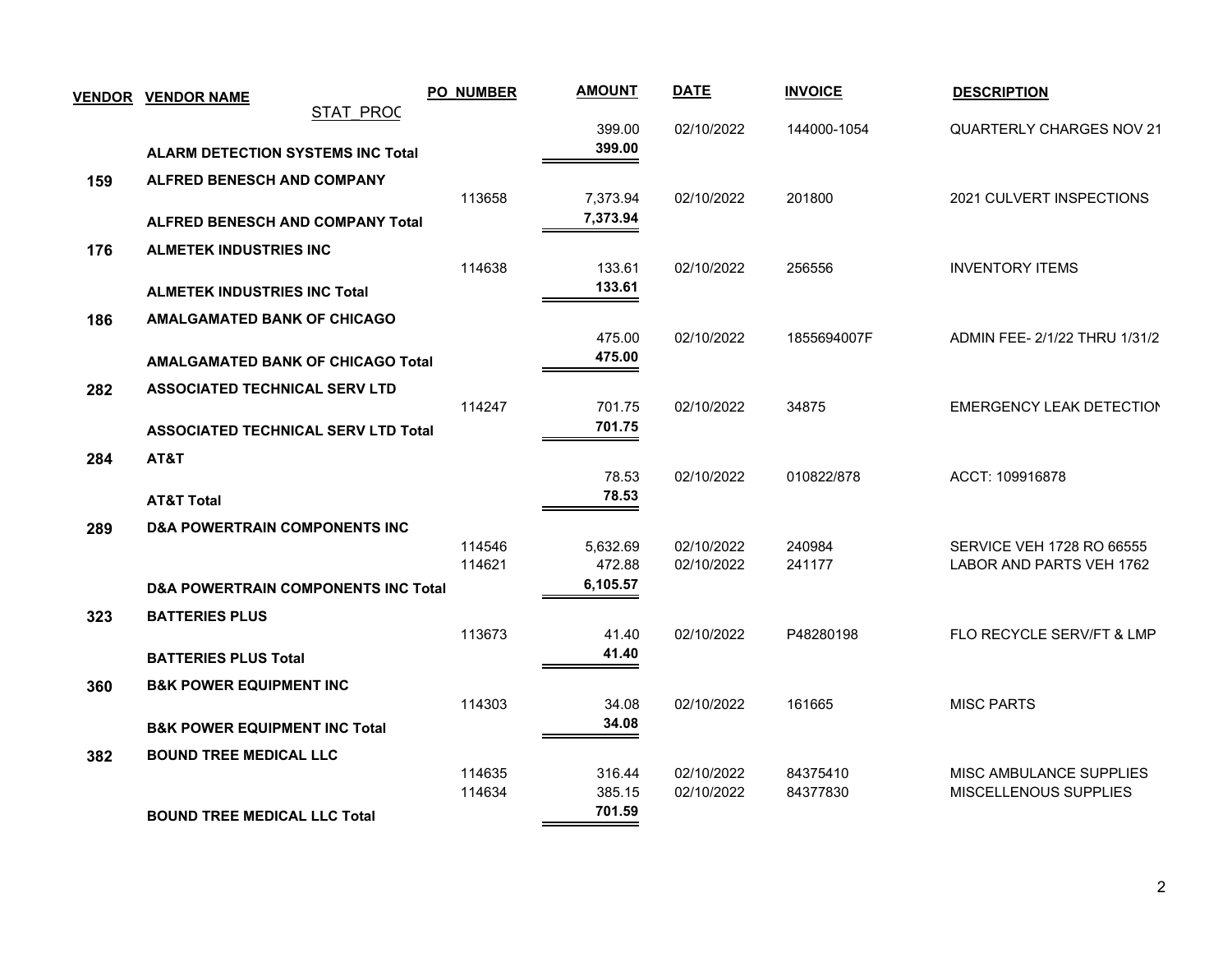| VENDOR | VENDOR NAME | STAT_PROC | PO_NUMBER | AMOUNT | DATE | INVOICE | DESCRIPTION |
|---|---|---|---|---|---|---|---|
| | | | | 399.00 | 02/10/2022 | 144000-1054 | QUARTERLY CHARGES NOV 21 |
| | **ALARM DETECTION SYSTEMS INC Total** | | | **399.00** | | | |
| **159** | **ALFRED BENESCH AND COMPANY** | | | | | | |
| | | | 113658 | 7,373.94 | 02/10/2022 | 201800 | 2021 CULVERT INSPECTIONS |
| | **ALFRED BENESCH AND COMPANY Total** | | | **7,373.94** | | | |
| **176** | **ALMETEK INDUSTRIES INC** | | | | | | |
| | | | 114638 | 133.61 | 02/10/2022 | 256556 | INVENTORY ITEMS |
| | **ALMETEK INDUSTRIES INC Total** | | | **133.61** | | | |
| **186** | **AMALGAMATED BANK OF CHICAGO** | | | | | | |
| | | | | 475.00 | 02/10/2022 | 1855694007F | ADMIN FEE- 2/1/22 THRU 1/31/2 |
| | **AMALGAMATED BANK OF CHICAGO Total** | | | **475.00** | | | |
| **282** | **ASSOCIATED TECHNICAL SERV LTD** | | | | | | |
| | | | 114247 | 701.75 | 02/10/2022 | 34875 | EMERGENCY LEAK DETECTION |
| | **ASSOCIATED TECHNICAL SERV LTD Total** | | | **701.75** | | | |
| **284** | **AT&T** | | | | | | |
| | | | | 78.53 | 02/10/2022 | 010822/878 | ACCT: 109916878 |
| | **AT&T Total** | | | **78.53** | | | |
| **289** | **D&A POWERTRAIN COMPONENTS INC** | | | | | | |
| | | | 114546 | 5,632.69 | 02/10/2022 | 240984 | SERVICE VEH 1728 RO 66555 |
| | | | 114621 | 472.88 | 02/10/2022 | 241177 | LABOR AND PARTS VEH 1762 |
| | **D&A POWERTRAIN COMPONENTS INC Total** | | | **6,105.57** | | | |
| **323** | **BATTERIES PLUS** | | | | | | |
| | | | 113673 | 41.40 | 02/10/2022 | P48280198 | FLO RECYCLE SERV/FT & LMP |
| | **BATTERIES PLUS Total** | | | **41.40** | | | |
| **360** | **B&K POWER EQUIPMENT INC** | | | | | | |
| | | | 114303 | 34.08 | 02/10/2022 | 161665 | MISC PARTS |
| | **B&K POWER EQUIPMENT INC Total** | | | **34.08** | | | |
| **382** | **BOUND TREE MEDICAL LLC** | | | | | | |
| | | | 114635 | 316.44 | 02/10/2022 | 84375410 | MISC AMBULANCE SUPPLIES |
| | | | 114634 | 385.15 | 02/10/2022 | 84377830 | MISCELLENOUS SUPPLIES |
| | **BOUND TREE MEDICAL LLC Total** | | | **701.59** | | | |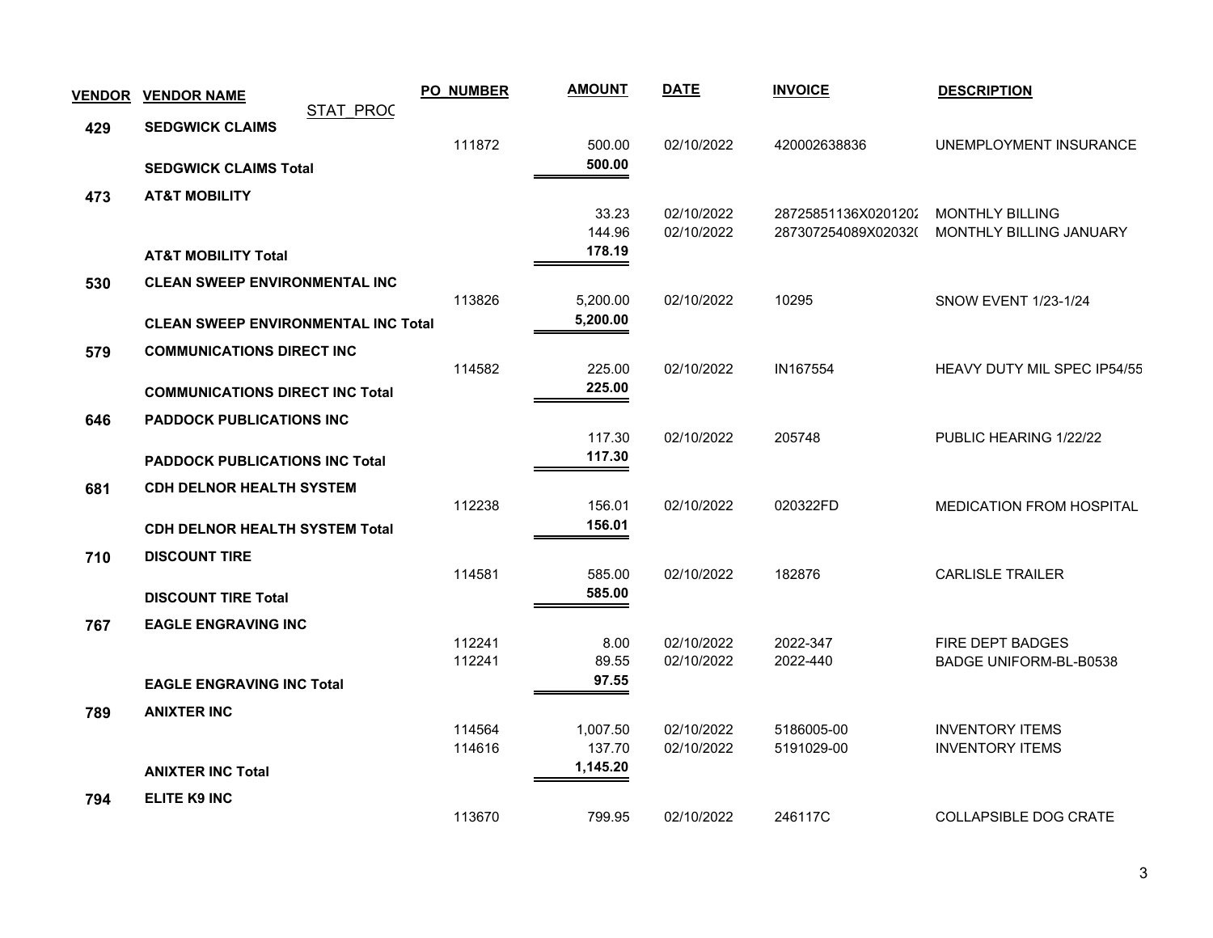| VENDOR | VENDOR NAME | PO_NUMBER | AMOUNT | DATE | INVOICE | DESCRIPTION |
|---|---|---|---|---|---|---|
| | STAT_PROC | | | | | |
| **429** | **SEDGWICK CLAIMS** | | | | | |
| | | 111872 | 500.00 | 02/10/2022 | 420002638836 | UNEMPLOYMENT INSURANCE |
| | **SEDGWICK CLAIMS Total** | | **500.00** | | | |
| **473** | **AT&T MOBILITY** | | | | | |
| | | | 33.23 | 02/10/2022 | 28725851136X0201202 | MONTHLY BILLING |
| | | | 144.96 | 02/10/2022 | 287307254089X02032( | MONTHLY BILLING JANUARY |
| | **AT&T MOBILITY Total** | | **178.19** | | | |
| **530** | **CLEAN SWEEP ENVIRONMENTAL INC** | | | | | |
| | | 113826 | 5,200.00 | 02/10/2022 | 10295 | SNOW EVENT 1/23-1/24 |
| | **CLEAN SWEEP ENVIRONMENTAL INC Total** | | **5,200.00** | | | |
| **579** | **COMMUNICATIONS DIRECT INC** | | | | | |
| | | 114582 | 225.00 | 02/10/2022 | IN167554 | HEAVY DUTY MIL SPEC IP54/55 |
| | **COMMUNICATIONS DIRECT INC Total** | | **225.00** | | | |
| **646** | **PADDOCK PUBLICATIONS INC** | | | | | |
| | | | 117.30 | 02/10/2022 | 205748 | PUBLIC HEARING 1/22/22 |
| | **PADDOCK PUBLICATIONS INC Total** | | **117.30** | | | |
| **681** | **CDH DELNOR HEALTH SYSTEM** | | | | | |
| | | 112238 | 156.01 | 02/10/2022 | 020322FD | MEDICATION FROM HOSPITAL |
| | **CDH DELNOR HEALTH SYSTEM Total** | | **156.01** | | | |
| **710** | **DISCOUNT TIRE** | | | | | |
| | | 114581 | 585.00 | 02/10/2022 | 182876 | CARLISLE TRAILER |
| | **DISCOUNT TIRE Total** | | **585.00** | | | |
| **767** | **EAGLE ENGRAVING INC** | | | | | |
| | | 112241 | 8.00 | 02/10/2022 | 2022-347 | FIRE DEPT BADGES |
| | | 112241 | 89.55 | 02/10/2022 | 2022-440 | BADGE UNIFORM-BL-B0538 |
| | **EAGLE ENGRAVING INC Total** | | **97.55** | | | |
| **789** | **ANIXTER INC** | | | | | |
| | | 114564 | 1,007.50 | 02/10/2022 | 5186005-00 | INVENTORY ITEMS |
| | | 114616 | 137.70 | 02/10/2022 | 5191029-00 | INVENTORY ITEMS |
| | **ANIXTER INC Total** | | **1,145.20** | | | |
| **794** | **ELITE K9 INC** | | | | | |
| | | 113670 | 799.95 | 02/10/2022 | 246117C | COLLAPSIBLE DOG CRATE |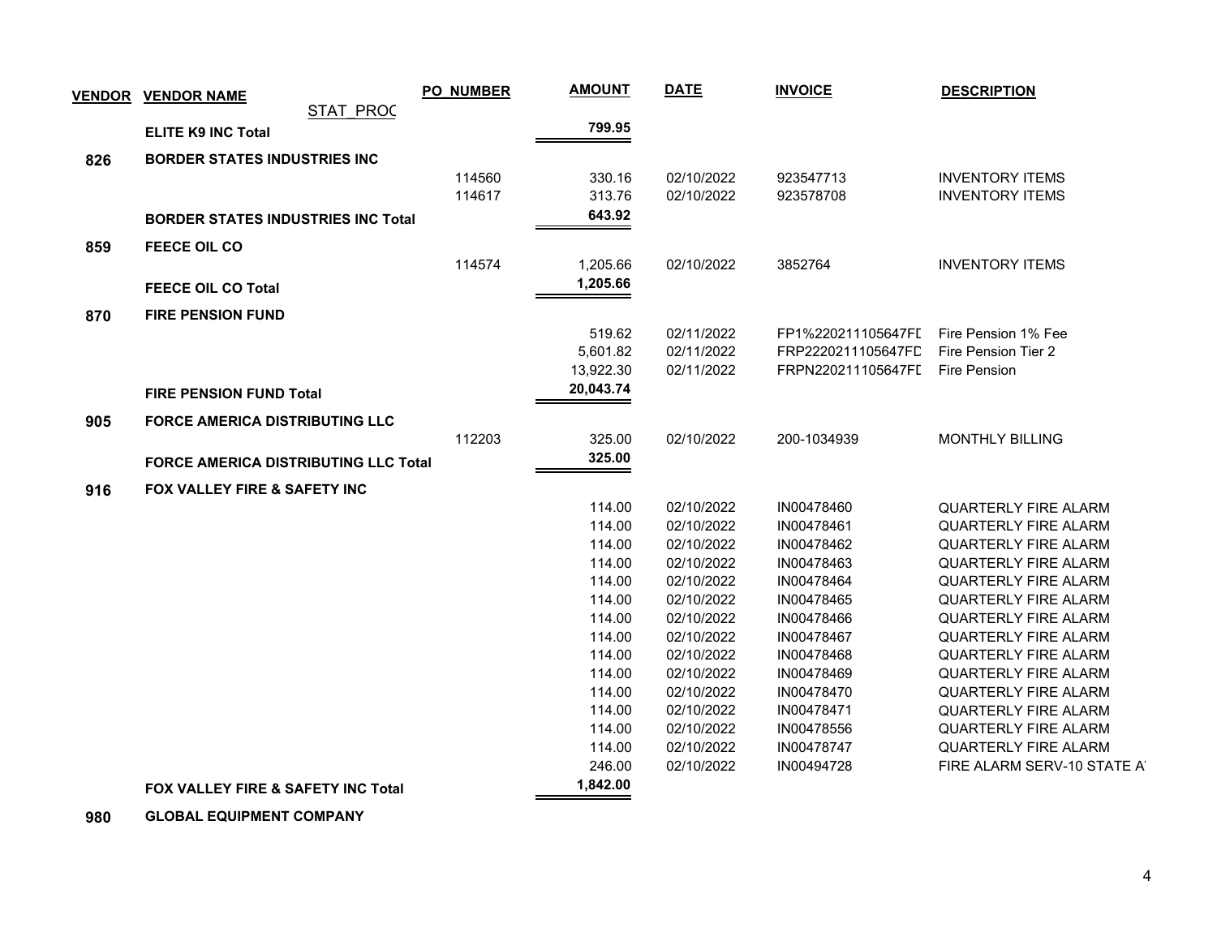| VENDOR | VENDOR NAME | PO_NUMBER | AMOUNT | DATE | INVOICE | DESCRIPTION |
|---|---|---|---|---|---|---|
| | STAT_PROC | | | | | |
| | **ELITE K9 INC Total** | | **799.95** | | | |
| **826** | **BORDER STATES INDUSTRIES INC** | | | | | |
| | | 114560 | 330.16 | 02/10/2022 | 923547713 | INVENTORY ITEMS |
| | | 114617 | 313.76 | 02/10/2022 | 923578708 | INVENTORY ITEMS |
| | **BORDER STATES INDUSTRIES INC Total** | | **643.92** | | | |
| **859** | **FEECE OIL CO** | | | | | |
| | | 114574 | 1,205.66 | 02/10/2022 | 3852764 | INVENTORY ITEMS |
| | **FEECE OIL CO Total** | | **1,205.66** | | | |
| **870** | **FIRE PENSION FUND** | | | | | |
| | | | 519.62 | 02/11/2022 | FP1%220211105647FD | Fire Pension 1% Fee |
| | | | 5,601.82 | 02/11/2022 | FRP2220211105647FD | Fire Pension Tier 2 |
| | | | 13,922.30 | 02/11/2022 | FRPN220211105647FD | Fire Pension |
| | **FIRE PENSION FUND Total** | | **20,043.74** | | | |
| **905** | **FORCE AMERICA DISTRIBUTING LLC** | | | | | |
| | | 112203 | 325.00 | 02/10/2022 | 200-1034939 | MONTHLY BILLING |
| | **FORCE AMERICA DISTRIBUTING LLC Total** | | **325.00** | | | |
| **916** | **FOX VALLEY FIRE & SAFETY INC** | | | | | |
| | | | 114.00 | 02/10/2022 | IN00478460 | QUARTERLY FIRE ALARM |
| | | | 114.00 | 02/10/2022 | IN00478461 | QUARTERLY FIRE ALARM |
| | | | 114.00 | 02/10/2022 | IN00478462 | QUARTERLY FIRE ALARM |
| | | | 114.00 | 02/10/2022 | IN00478463 | QUARTERLY FIRE ALARM |
| | | | 114.00 | 02/10/2022 | IN00478464 | QUARTERLY FIRE ALARM |
| | | | 114.00 | 02/10/2022 | IN00478465 | QUARTERLY FIRE ALARM |
| | | | 114.00 | 02/10/2022 | IN00478466 | QUARTERLY FIRE ALARM |
| | | | 114.00 | 02/10/2022 | IN00478467 | QUARTERLY FIRE ALARM |
| | | | 114.00 | 02/10/2022 | IN00478468 | QUARTERLY FIRE ALARM |
| | | | 114.00 | 02/10/2022 | IN00478469 | QUARTERLY FIRE ALARM |
| | | | 114.00 | 02/10/2022 | IN00478470 | QUARTERLY FIRE ALARM |
| | | | 114.00 | 02/10/2022 | IN00478471 | QUARTERLY FIRE ALARM |
| | | | 114.00 | 02/10/2022 | IN00478556 | QUARTERLY FIRE ALARM |
| | | | 114.00 | 02/10/2022 | IN00478747 | QUARTERLY FIRE ALARM |
| | | | 246.00 | 02/10/2022 | IN00494728 | FIRE ALARM SERV-10 STATE A |
| | **FOX VALLEY FIRE & SAFETY INC Total** | | **1,842.00** | | | |
| **980** | **GLOBAL EQUIPMENT COMPANY** | | | | | |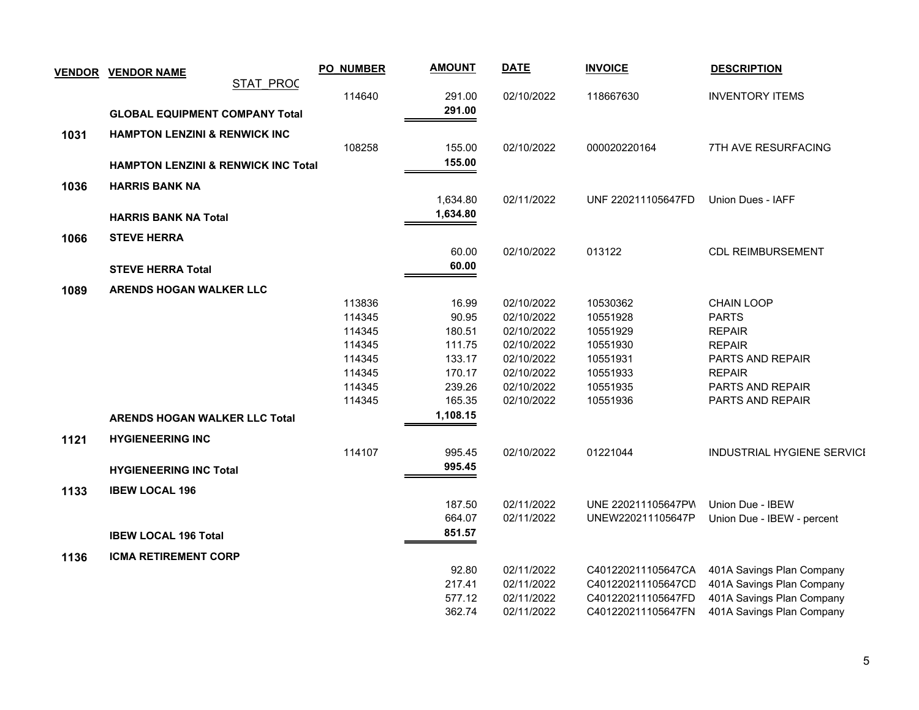| VENDOR | VENDOR NAME | PO_NUMBER | AMOUNT | DATE | INVOICE | DESCRIPTION |
|---|---|---|---|---|---|---|
| | STAT_PROC | | | | | |
| | | 114640 | 291.00 | 02/10/2022 | 118667630 | INVENTORY ITEMS |
| | **GLOBAL EQUIPMENT COMPANY Total** | | **291.00** | | | |
| **1031** | **HAMPTON LENZINI & RENWICK INC** | | | | | |
| | | 108258 | 155.00 | 02/10/2022 | 000020220164 | 7TH AVE RESURFACING |
| | **HAMPTON LENZINI & RENWICK INC Total** | | **155.00** | | | |
| **1036** | **HARRIS BANK NA** | | | | | |
| | | | 1,634.80 | 02/11/2022 | UNF 220211105647FD | Union Dues - IAFF |
| | **HARRIS BANK NA Total** | | **1,634.80** | | | |
| **1066** | **STEVE HERRA** | | | | | |
| | | | 60.00 | 02/10/2022 | 013122 | CDL REIMBURSEMENT |
| | **STEVE HERRA Total** | | **60.00** | | | |
| **1089** | **ARENDS HOGAN WALKER LLC** | | | | | |
| | | 113836 | 16.99 | 02/10/2022 | 10530362 | CHAIN LOOP |
| | | 114345 | 90.95 | 02/10/2022 | 10551928 | PARTS |
| | | 114345 | 180.51 | 02/10/2022 | 10551929 | REPAIR |
| | | 114345 | 111.75 | 02/10/2022 | 10551930 | REPAIR |
| | | 114345 | 133.17 | 02/10/2022 | 10551931 | PARTS AND REPAIR |
| | | 114345 | 170.17 | 02/10/2022 | 10551933 | REPAIR |
| | | 114345 | 239.26 | 02/10/2022 | 10551935 | PARTS AND REPAIR |
| | | 114345 | 165.35 | 02/10/2022 | 10551936 | PARTS AND REPAIR |
| | **ARENDS HOGAN WALKER LLC Total** | | **1,108.15** | | | |
| **1121** | **HYGIENEERING INC** | | | | | |
| | | 114107 | 995.45 | 02/10/2022 | 01221044 | INDUSTRIAL HYGIENE SERVICI |
| | **HYGIENEERING INC Total** | | **995.45** | | | |
| **1133** | **IBEW LOCAL 196** | | | | | |
| | | | 187.50 | 02/11/2022 | UNE 220211105647PW | Union Due - IBEW |
| | | | 664.07 | 02/11/2022 | UNEW220211105647P | Union Due - IBEW - percent |
| | **IBEW LOCAL 196 Total** | | **851.57** | | | |
| **1136** | **ICMA RETIREMENT CORP** | | | | | |
| | | | 92.80 | 02/11/2022 | C401220211105647CA | 401A Savings Plan Company |
| | | | 217.41 | 02/11/2022 | C401220211105647CD | 401A Savings Plan Company |
| | | | 577.12 | 02/11/2022 | C401220211105647FD | 401A Savings Plan Company |
| | | | 362.74 | 02/11/2022 | C401220211105647FN | 401A Savings Plan Company |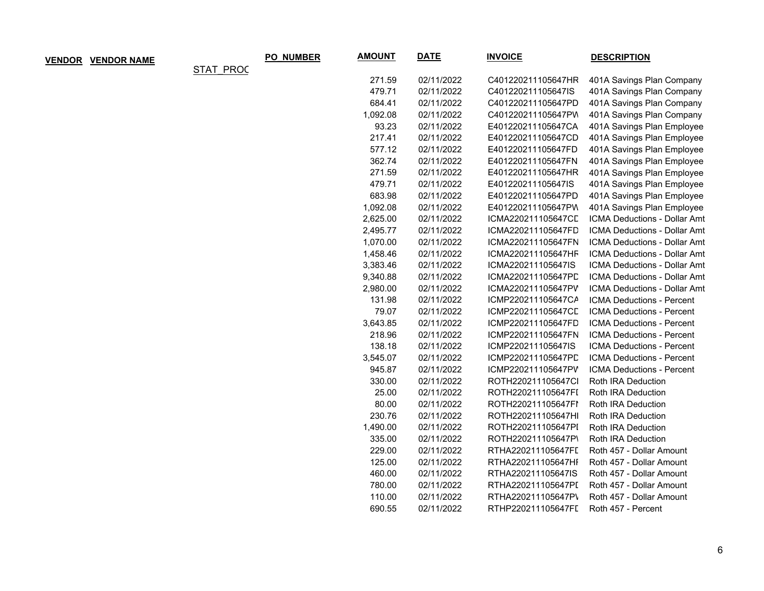| VENDOR | VENDOR NAME | | PO_NUMBER | AMOUNT | DATE | INVOICE | DESCRIPTION |
|---|---|---|---|---|---|---|---|
| | | STAT_PROC | | | | | |
| | | | | 271.59 | 02/11/2022 | C401220211105647HR | 401A Savings Plan Company |
| | | | | 479.71 | 02/11/2022 | C401220211105647IS | 401A Savings Plan Company |
| | | | | 684.41 | 02/11/2022 | C401220211105647PD | 401A Savings Plan Company |
| | | | | 1,092.08 | 02/11/2022 | C401220211105647PW | 401A Savings Plan Company |
| | | | | 93.23 | 02/11/2022 | E401220211105647CA | 401A Savings Plan Employee |
| | | | | 217.41 | 02/11/2022 | E401220211105647CD | 401A Savings Plan Employee |
| | | | | 577.12 | 02/11/2022 | E401220211105647FD | 401A Savings Plan Employee |
| | | | | 362.74 | 02/11/2022 | E401220211105647FN | 401A Savings Plan Employee |
| | | | | 271.59 | 02/11/2022 | E401220211105647HR | 401A Savings Plan Employee |
| | | | | 479.71 | 02/11/2022 | E401220211105647IS | 401A Savings Plan Employee |
| | | | | 683.98 | 02/11/2022 | E401220211105647PD | 401A Savings Plan Employee |
| | | | | 1,092.08 | 02/11/2022 | E401220211105647PW | 401A Savings Plan Employee |
| | | | | 2,625.00 | 02/11/2022 | ICMA220211105647CD | ICMA Deductions - Dollar Amt |
| | | | | 2,495.77 | 02/11/2022 | ICMA220211105647FD | ICMA Deductions - Dollar Amt |
| | | | | 1,070.00 | 02/11/2022 | ICMA220211105647FN | ICMA Deductions - Dollar Amt |
| | | | | 1,458.46 | 02/11/2022 | ICMA220211105647HF | ICMA Deductions - Dollar Amt |
| | | | | 3,383.46 | 02/11/2022 | ICMA220211105647IS | ICMA Deductions - Dollar Amt |
| | | | | 9,340.88 | 02/11/2022 | ICMA220211105647PD | ICMA Deductions - Dollar Amt |
| | | | | 2,980.00 | 02/11/2022 | ICMA220211105647PV | ICMA Deductions - Dollar Amt |
| | | | | 131.98 | 02/11/2022 | ICMP220211105647CA | ICMA Deductions - Percent |
| | | | | 79.07 | 02/11/2022 | ICMP220211105647CD | ICMA Deductions - Percent |
| | | | | 3,643.85 | 02/11/2022 | ICMP220211105647FD | ICMA Deductions - Percent |
| | | | | 218.96 | 02/11/2022 | ICMP220211105647FN | ICMA Deductions - Percent |
| | | | | 138.18 | 02/11/2022 | ICMP220211105647IS | ICMA Deductions - Percent |
| | | | | 3,545.07 | 02/11/2022 | ICMP220211105647PD | ICMA Deductions - Percent |
| | | | | 945.87 | 02/11/2022 | ICMP220211105647PV | ICMA Deductions - Percent |
| | | | | 330.00 | 02/11/2022 | ROTH220211105647CI | Roth IRA Deduction |
| | | | | 25.00 | 02/11/2022 | ROTH220211105647FI | Roth IRA Deduction |
| | | | | 80.00 | 02/11/2022 | ROTH220211105647FI | Roth IRA Deduction |
| | | | | 230.76 | 02/11/2022 | ROTH220211105647HI | Roth IRA Deduction |
| | | | | 1,490.00 | 02/11/2022 | ROTH220211105647PI | Roth IRA Deduction |
| | | | | 335.00 | 02/11/2022 | ROTH220211105647P\ | Roth IRA Deduction |
| | | | | 229.00 | 02/11/2022 | RTHA220211105647FD | Roth 457 - Dollar Amount |
| | | | | 125.00 | 02/11/2022 | RTHA220211105647HI | Roth 457 - Dollar Amount |
| | | | | 460.00 | 02/11/2022 | RTHA220211105647IS | Roth 457 - Dollar Amount |
| | | | | 780.00 | 02/11/2022 | RTHA220211105647PD | Roth 457 - Dollar Amount |
| | | | | 110.00 | 02/11/2022 | RTHA220211105647P\ | Roth 457 - Dollar Amount |
| | | | | 690.55 | 02/11/2022 | RTHP220211105647FD | Roth 457 - Percent |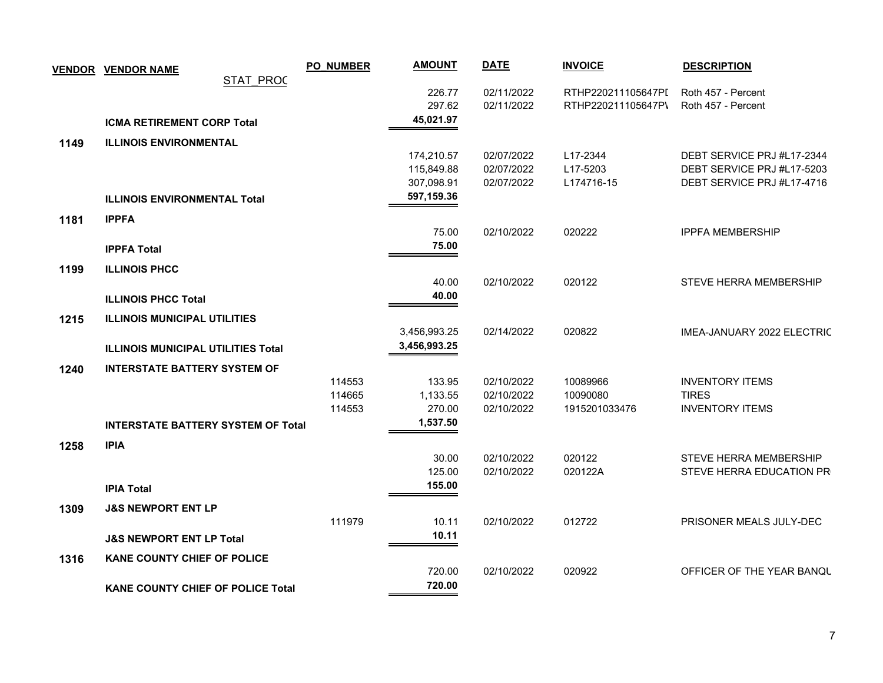| VENDOR | VENDOR NAME | PO_NUMBER | AMOUNT | DATE | INVOICE | DESCRIPTION |
|---|---|---|---|---|---|---|
| | STAT_PROC | | | | | |
| | | | 226.77 | 02/11/2022 | RTHP220211105647PI | Roth 457 - Percent |
| | | | 297.62 | 02/11/2022 | RTHP220211105647PV | Roth 457 - Percent |
| | **ICMA RETIREMENT CORP Total** | | **45,021.97** | | | |
| **1149** | **ILLINOIS ENVIRONMENTAL** | | | | | |
| | | | 174,210.57 | 02/07/2022 | L17-2344 | DEBT SERVICE PRJ #L17-2344 |
| | | | 115,849.88 | 02/07/2022 | L17-5203 | DEBT SERVICE PRJ #L17-5203 |
| | | | 307,098.91 | 02/07/2022 | L174716-15 | DEBT SERVICE PRJ #L17-4716 |
| | **ILLINOIS ENVIRONMENTAL Total** | | **597,159.36** | | | |
| **1181** | **IPPFA** | | | | | |
| | | | 75.00 | 02/10/2022 | 020222 | IPPFA MEMBERSHIP |
| | **IPPFA Total** | | **75.00** | | | |
| **1199** | **ILLINOIS PHCC** | | | | | |
| | | | 40.00 | 02/10/2022 | 020122 | STEVE HERRA MEMBERSHIP |
| | **ILLINOIS PHCC Total** | | **40.00** | | | |
| **1215** | **ILLINOIS MUNICIPAL UTILITIES** | | | | | |
| | | | 3,456,993.25 | 02/14/2022 | 020822 | IMEA-JANUARY 2022 ELECTRIC |
| | **ILLINOIS MUNICIPAL UTILITIES Total** | | **3,456,993.25** | | | |
| **1240** | **INTERSTATE BATTERY SYSTEM OF** | | | | | |
| | | 114553 | 133.95 | 02/10/2022 | 10089966 | INVENTORY ITEMS |
| | | 114665 | 1,133.55 | 02/10/2022 | 10090080 | TIRES |
| | | 114553 | 270.00 | 02/10/2022 | 1915201033476 | INVENTORY ITEMS |
| | **INTERSTATE BATTERY SYSTEM OF Total** | | **1,537.50** | | | |
| **1258** | **IPIA** | | | | | |
| | | | 30.00 | 02/10/2022 | 020122 | STEVE HERRA MEMBERSHIP |
| | | | 125.00 | 02/10/2022 | 020122A | STEVE HERRA EDUCATION PR |
| | **IPIA Total** | | **155.00** | | | |
| **1309** | **J&S NEWPORT ENT LP** | | | | | |
| | | 111979 | 10.11 | 02/10/2022 | 012722 | PRISONER MEALS JULY-DEC |
| | **J&S NEWPORT ENT LP Total** | | **10.11** | | | |
| **1316** | **KANE COUNTY CHIEF OF POLICE** | | | | | |
| | | | 720.00 | 02/10/2022 | 020922 | OFFICER OF THE YEAR BANQU |
| | **KANE COUNTY CHIEF OF POLICE Total** | | **720.00** | | | |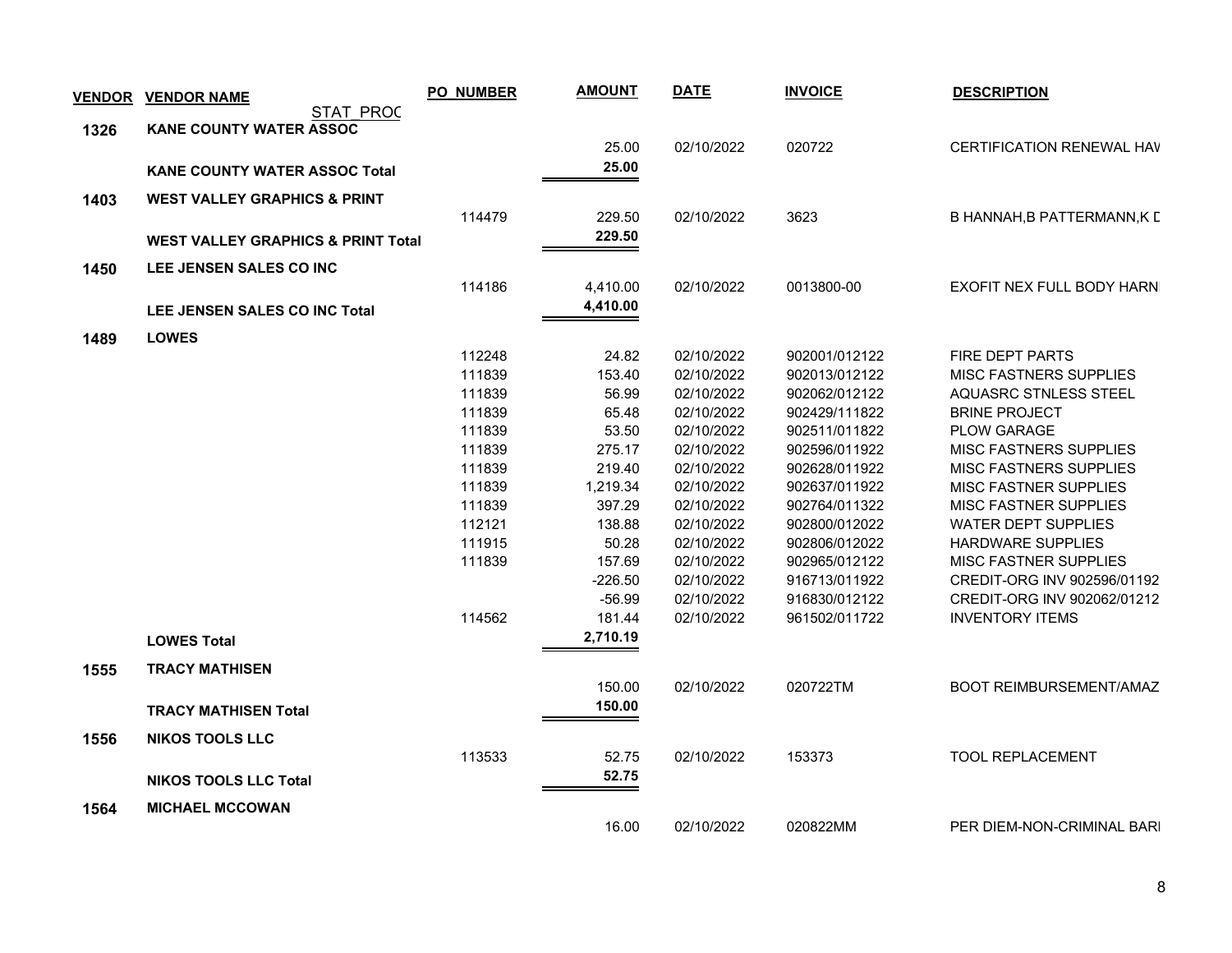| VENDOR | VENDOR NAME STAT_PROC | PO_NUMBER | AMOUNT | DATE | INVOICE | DESCRIPTION |
|---|---|---|---|---|---|---|
| 1326 | **KANE COUNTY WATER ASSOC** | | | | | |
| | | | 25.00 | 02/10/2022 | 020722 | CERTIFICATION RENEWAL HAV |
| | **KANE COUNTY WATER ASSOC Total** | | **25.00** | | | |
| 1403 | **WEST VALLEY GRAPHICS & PRINT** | | | | | |
| | | 114479 | 229.50 | 02/10/2022 | 3623 | B HANNAH,B PATTERMANN,K D |
| | **WEST VALLEY GRAPHICS & PRINT Total** | | **229.50** | | | |
| 1450 | **LEE JENSEN SALES CO INC** | | | | | |
| | | 114186 | 4,410.00 | 02/10/2022 | 0013800-00 | EXOFIT NEX FULL BODY HARN |
| | **LEE JENSEN SALES CO INC Total** | | **4,410.00** | | | |
| 1489 | **LOWES** | | | | | |
| | | 112248 | 24.82 | 02/10/2022 | 902001/012122 | FIRE DEPT PARTS |
| | | 111839 | 153.40 | 02/10/2022 | 902013/012122 | MISC FASTNERS SUPPLIES |
| | | 111839 | 56.99 | 02/10/2022 | 902062/012122 | AQUASRC STNLESS STEEL |
| | | 111839 | 65.48 | 02/10/2022 | 902429/111822 | BRINE PROJECT |
| | | 111839 | 53.50 | 02/10/2022 | 902511/011822 | PLOW GARAGE |
| | | 111839 | 275.17 | 02/10/2022 | 902596/011922 | MISC FASTNERS SUPPLIES |
| | | 111839 | 219.40 | 02/10/2022 | 902628/011922 | MISC FASTNERS SUPPLIES |
| | | 111839 | 1,219.34 | 02/10/2022 | 902637/011922 | MISC FASTNER SUPPLIES |
| | | 111839 | 397.29 | 02/10/2022 | 902764/011322 | MISC FASTNER SUPPLIES |
| | | 112121 | 138.88 | 02/10/2022 | 902800/012022 | WATER DEPT SUPPLIES |
| | | 111915 | 50.28 | 02/10/2022 | 902806/012022 | HARDWARE SUPPLIES |
| | | 111839 | 157.69 | 02/10/2022 | 902965/012122 | MISC FASTNER SUPPLIES |
| | | | -226.50 | 02/10/2022 | 916713/011922 | CREDIT-ORG INV 902596/01192 |
| | | | -56.99 | 02/10/2022 | 916830/012122 | CREDIT-ORG INV 902062/01212 |
| | | 114562 | 181.44 | 02/10/2022 | 961502/011722 | INVENTORY ITEMS |
| | **LOWES Total** | | **2,710.19** | | | |
| 1555 | **TRACY MATHISEN** | | | | | |
| | | | 150.00 | 02/10/2022 | 020722TM | BOOT REIMBURSEMENT/AMAZ |
| | **TRACY MATHISEN Total** | | **150.00** | | | |
| 1556 | **NIKOS TOOLS LLC** | | | | | |
| | | 113533 | 52.75 | 02/10/2022 | 153373 | TOOL REPLACEMENT |
| | **NIKOS TOOLS LLC Total** | | **52.75** | | | |
| 1564 | **MICHAEL MCCOWAN** | | | | | |
| | | | 16.00 | 02/10/2022 | 020822MM | PER DIEM-NON-CRIMINAL BARI |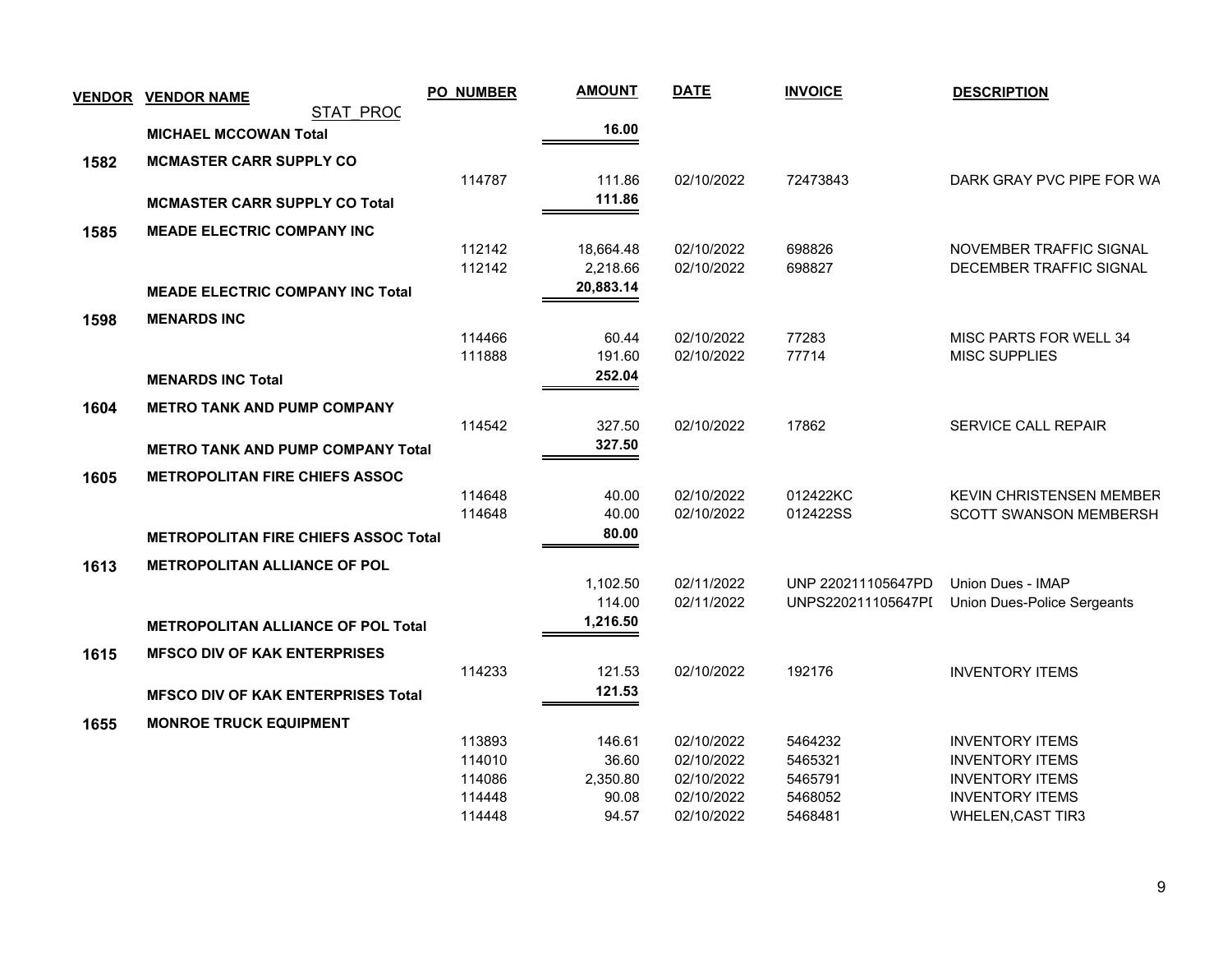| VENDOR | VENDOR NAME | PO_NUMBER | AMOUNT | DATE | INVOICE | DESCRIPTION |
|---|---|---|---|---|---|---|
| | STAT_PROC | | | | | |
| | **MICHAEL MCCOWAN Total** | | **16.00** | | | |
| **1582** | **MCMASTER CARR SUPPLY CO** | | | | | |
| | | 114787 | 111.86 | 02/10/2022 | 72473843 | DARK GRAY PVC PIPE FOR WA |
| | **MCMASTER CARR SUPPLY CO Total** | | **111.86** | | | |
| **1585** | **MEADE ELECTRIC COMPANY INC** | | | | | |
| | | 112142 | 18,664.48 | 02/10/2022 | 698826 | NOVEMBER TRAFFIC SIGNAL |
| | | 112142 | 2,218.66 | 02/10/2022 | 698827 | DECEMBER TRAFFIC SIGNAL |
| | **MEADE ELECTRIC COMPANY INC Total** | | **20,883.14** | | | |
| **1598** | **MENARDS INC** | | | | | |
| | | 114466 | 60.44 | 02/10/2022 | 77283 | MISC PARTS FOR WELL 34 |
| | | 111888 | 191.60 | 02/10/2022 | 77714 | MISC SUPPLIES |
| | **MENARDS INC Total** | | **252.04** | | | |
| **1604** | **METRO TANK AND PUMP COMPANY** | | | | | |
| | | 114542 | 327.50 | 02/10/2022 | 17862 | SERVICE CALL REPAIR |
| | **METRO TANK AND PUMP COMPANY Total** | | **327.50** | | | |
| **1605** | **METROPOLITAN FIRE CHIEFS ASSOC** | | | | | |
| | | 114648 | 40.00 | 02/10/2022 | 012422KC | KEVIN CHRISTENSEN MEMBER |
| | | 114648 | 40.00 | 02/10/2022 | 012422SS | SCOTT SWANSON MEMBERSH |
| | **METROPOLITAN FIRE CHIEFS ASSOC Total** | | **80.00** | | | |
| **1613** | **METROPOLITAN ALLIANCE OF POL** | | | | | |
| | | | 1,102.50 | 02/11/2022 | UNP 220211105647PD | Union Dues - IMAP |
| | | | 114.00 | 02/11/2022 | UNPS220211105647PI | Union Dues-Police Sergeants |
| | **METROPOLITAN ALLIANCE OF POL Total** | | **1,216.50** | | | |
| **1615** | **MFSCO DIV OF KAK ENTERPRISES** | | | | | |
| | | 114233 | 121.53 | 02/10/2022 | 192176 | INVENTORY ITEMS |
| | **MFSCO DIV OF KAK ENTERPRISES Total** | | **121.53** | | | |
| **1655** | **MONROE TRUCK EQUIPMENT** | | | | | |
| | | 113893 | 146.61 | 02/10/2022 | 5464232 | INVENTORY ITEMS |
| | | 114010 | 36.60 | 02/10/2022 | 5465321 | INVENTORY ITEMS |
| | | 114086 | 2,350.80 | 02/10/2022 | 5465791 | INVENTORY ITEMS |
| | | 114448 | 90.08 | 02/10/2022 | 5468052 | INVENTORY ITEMS |
| | | 114448 | 94.57 | 02/10/2022 | 5468481 | WHELEN,CAST TIR3 |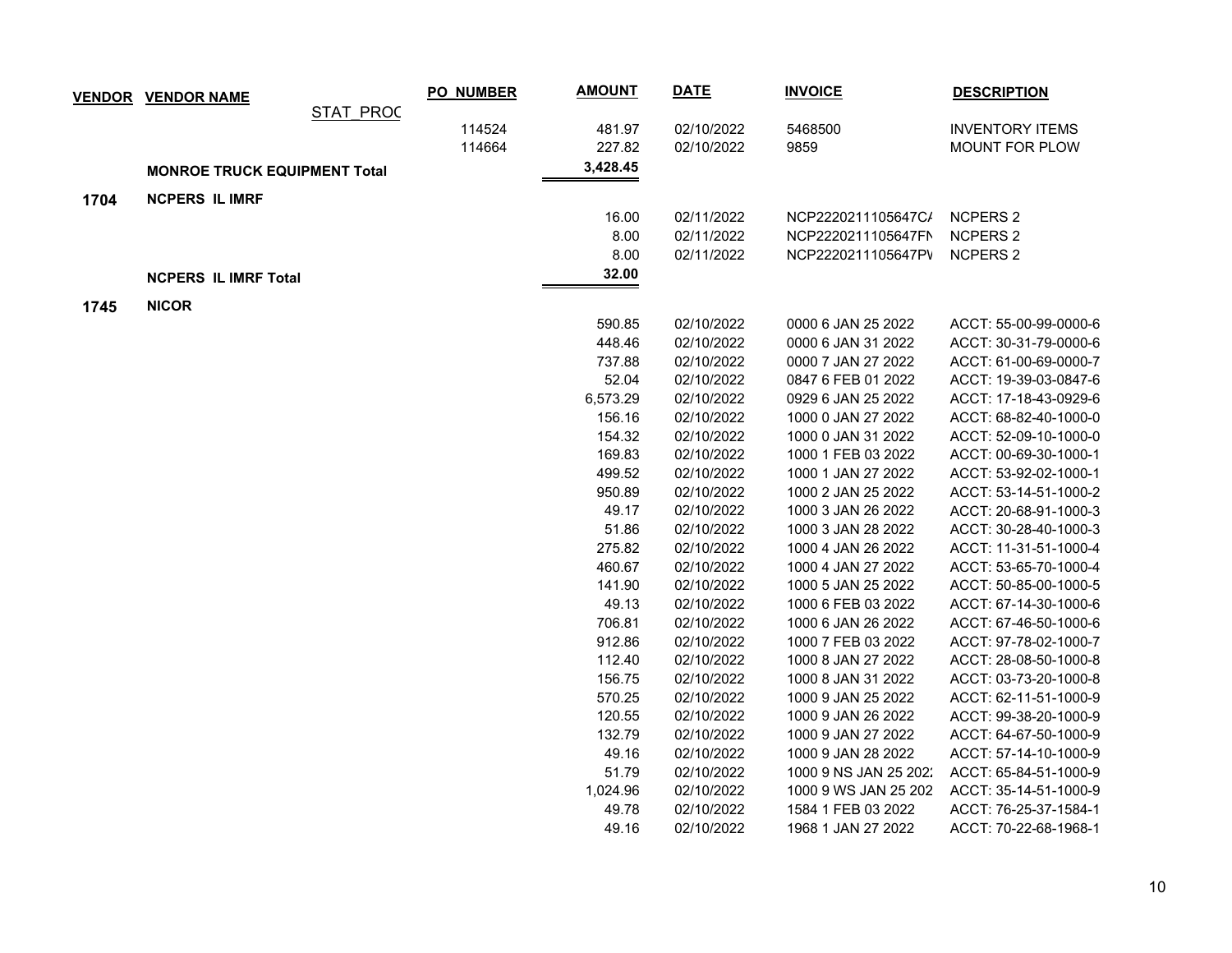| VENDOR | VENDOR NAME | STAT_PROC | PO_NUMBER | AMOUNT | DATE | INVOICE | DESCRIPTION |
|---|---|---|---|---|---|---|---|
| | | | 114524 | 481.97 | 02/10/2022 | 5468500 | INVENTORY ITEMS |
| | | | 114664 | 227.82 | 02/10/2022 | 9859 | MOUNT FOR PLOW |
| | **MONROE TRUCK EQUIPMENT Total** | | | **3,428.45** | | | |
| **1704** | **NCPERS IL IMRF** | | | | | | |
| | | | | 16.00 | 02/11/2022 | NCP2220211105647C/ | NCPERS 2 |
| | | | | 8.00 | 02/11/2022 | NCP2220211105647FN | NCPERS 2 |
| | | | | 8.00 | 02/11/2022 | NCP2220211105647PV | NCPERS 2 |
| | **NCPERS IL IMRF Total** | | | **32.00** | | | |
| **1745** | **NICOR** | | | | | | |
| | | | | 590.85 | 02/10/2022 | 0000 6 JAN 25 2022 | ACCT: 55-00-99-0000-6 |
| | | | | 448.46 | 02/10/2022 | 0000 6 JAN 31 2022 | ACCT: 30-31-79-0000-6 |
| | | | | 737.88 | 02/10/2022 | 0000 7 JAN 27 2022 | ACCT: 61-00-69-0000-7 |
| | | | | 52.04 | 02/10/2022 | 0847 6 FEB 01 2022 | ACCT: 19-39-03-0847-6 |
| | | | | 6,573.29 | 02/10/2022 | 0929 6 JAN 25 2022 | ACCT: 17-18-43-0929-6 |
| | | | | 156.16 | 02/10/2022 | 1000 0 JAN 27 2022 | ACCT: 68-82-40-1000-0 |
| | | | | 154.32 | 02/10/2022 | 1000 0 JAN 31 2022 | ACCT: 52-09-10-1000-0 |
| | | | | 169.83 | 02/10/2022 | 1000 1 FEB 03 2022 | ACCT: 00-69-30-1000-1 |
| | | | | 499.52 | 02/10/2022 | 1000 1 JAN 27 2022 | ACCT: 53-92-02-1000-1 |
| | | | | 950.89 | 02/10/2022 | 1000 2 JAN 25 2022 | ACCT: 53-14-51-1000-2 |
| | | | | 49.17 | 02/10/2022 | 1000 3 JAN 26 2022 | ACCT: 20-68-91-1000-3 |
| | | | | 51.86 | 02/10/2022 | 1000 3 JAN 28 2022 | ACCT: 30-28-40-1000-3 |
| | | | | 275.82 | 02/10/2022 | 1000 4 JAN 26 2022 | ACCT: 11-31-51-1000-4 |
| | | | | 460.67 | 02/10/2022 | 1000 4 JAN 27 2022 | ACCT: 53-65-70-1000-4 |
| | | | | 141.90 | 02/10/2022 | 1000 5 JAN 25 2022 | ACCT: 50-85-00-1000-5 |
| | | | | 49.13 | 02/10/2022 | 1000 6 FEB 03 2022 | ACCT: 67-14-30-1000-6 |
| | | | | 706.81 | 02/10/2022 | 1000 6 JAN 26 2022 | ACCT: 67-46-50-1000-6 |
| | | | | 912.86 | 02/10/2022 | 1000 7 FEB 03 2022 | ACCT: 97-78-02-1000-7 |
| | | | | 112.40 | 02/10/2022 | 1000 8 JAN 27 2022 | ACCT: 28-08-50-1000-8 |
| | | | | 156.75 | 02/10/2022 | 1000 8 JAN 31 2022 | ACCT: 03-73-20-1000-8 |
| | | | | 570.25 | 02/10/2022 | 1000 9 JAN 25 2022 | ACCT: 62-11-51-1000-9 |
| | | | | 120.55 | 02/10/2022 | 1000 9 JAN 26 2022 | ACCT: 99-38-20-1000-9 |
| | | | | 132.79 | 02/10/2022 | 1000 9 JAN 27 2022 | ACCT: 64-67-50-1000-9 |
| | | | | 49.16 | 02/10/2022 | 1000 9 JAN 28 2022 | ACCT: 57-14-10-1000-9 |
| | | | | 51.79 | 02/10/2022 | 1000 9 NS JAN 25 2022 | ACCT: 65-84-51-1000-9 |
| | | | | 1,024.96 | 02/10/2022 | 1000 9 WS JAN 25 202 | ACCT: 35-14-51-1000-9 |
| | | | | 49.78 | 02/10/2022 | 1584 1 FEB 03 2022 | ACCT: 76-25-37-1584-1 |
| | | | | 49.16 | 02/10/2022 | 1968 1 JAN 27 2022 | ACCT: 70-22-68-1968-1 |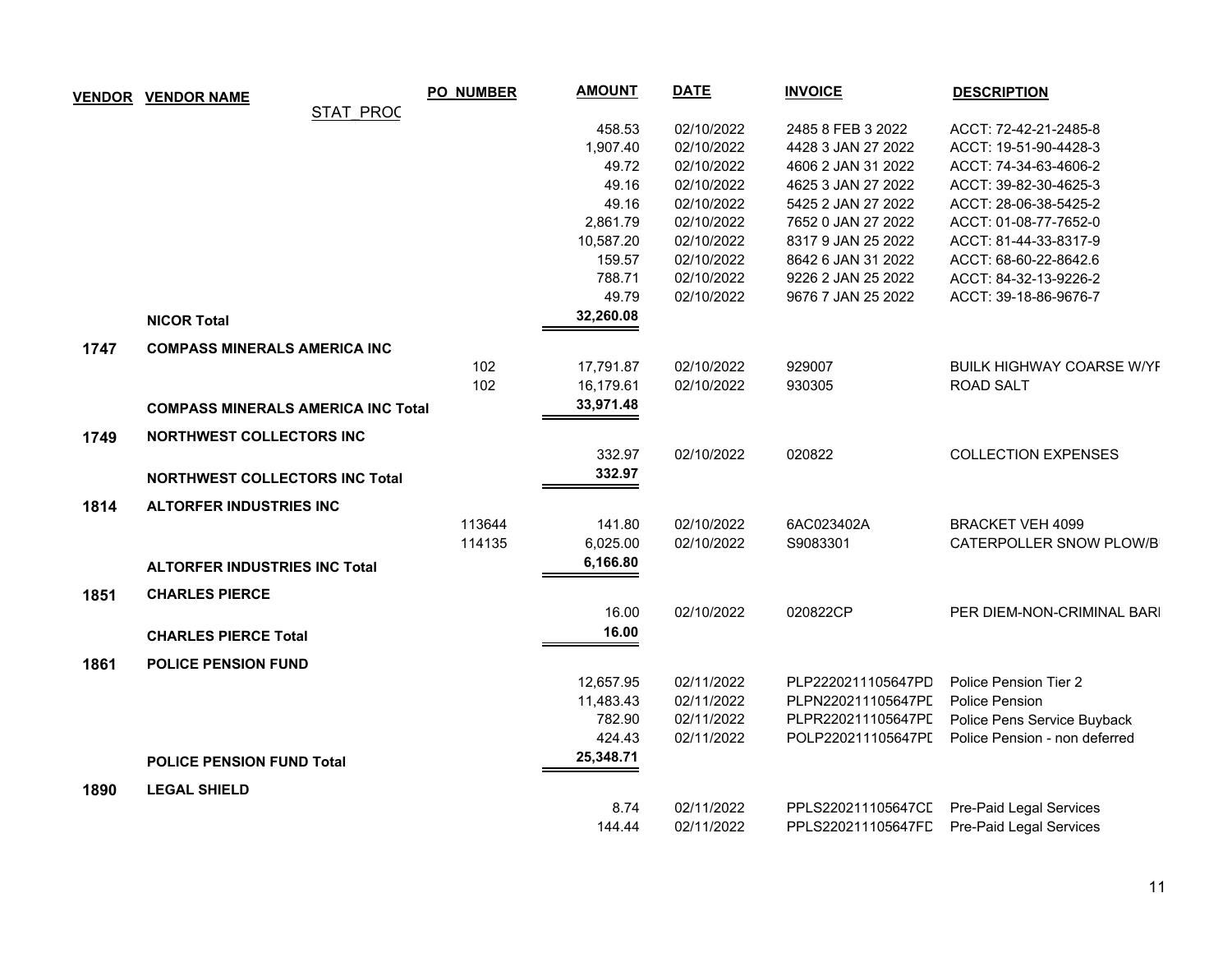| VENDOR | VENDOR NAME | PO_NUMBER | AMOUNT | DATE | INVOICE | DESCRIPTION |
|---|---|---|---|---|---|---|
| | STAT_PROC | | | | | |
| | | | 458.53 | 02/10/2022 | 2485 8 FEB 3 2022 | ACCT: 72-42-21-2485-8 |
| | | | 1,907.40 | 02/10/2022 | 4428 3 JAN 27 2022 | ACCT: 19-51-90-4428-3 |
| | | | 49.72 | 02/10/2022 | 4606 2 JAN 31 2022 | ACCT: 74-34-63-4606-2 |
| | | | 49.16 | 02/10/2022 | 4625 3 JAN 27 2022 | ACCT: 39-82-30-4625-3 |
| | | | 49.16 | 02/10/2022 | 5425 2 JAN 27 2022 | ACCT: 28-06-38-5425-2 |
| | | | 2,861.79 | 02/10/2022 | 7652 0 JAN 27 2022 | ACCT: 01-08-77-7652-0 |
| | | | 10,587.20 | 02/10/2022 | 8317 9 JAN 25 2022 | ACCT: 81-44-33-8317-9 |
| | | | 159.57 | 02/10/2022 | 8642 6 JAN 31 2022 | ACCT: 68-60-22-8642.6 |
| | | | 788.71 | 02/10/2022 | 9226 2 JAN 25 2022 | ACCT: 84-32-13-9226-2 |
| | | | 49.79 | 02/10/2022 | 9676 7 JAN 25 2022 | ACCT: 39-18-86-9676-7 |
| | **NICOR Total** | | **32,260.08** | | | |
| **1747** | **COMPASS MINERALS AMERICA INC** | | | | | |
| | | 102 | 17,791.87 | 02/10/2022 | 929007 | BUILK HIGHWAY COARSE W/YF |
| | | 102 | 16,179.61 | 02/10/2022 | 930305 | ROAD SALT |
| | **COMPASS MINERALS AMERICA INC Total** | | **33,971.48** | | | |
| **1749** | **NORTHWEST COLLECTORS INC** | | | | | |
| | | | 332.97 | 02/10/2022 | 020822 | COLLECTION EXPENSES |
| | **NORTHWEST COLLECTORS INC Total** | | **332.97** | | | |
| **1814** | **ALTORFER INDUSTRIES INC** | | | | | |
| | | 113644 | 141.80 | 02/10/2022 | 6AC023402A | BRACKET VEH 4099 |
| | | 114135 | 6,025.00 | 02/10/2022 | S9083301 | CATERPOLLER SNOW PLOW/B |
| | **ALTORFER INDUSTRIES INC Total** | | **6,166.80** | | | |
| **1851** | **CHARLES PIERCE** | | | | | |
| | | | 16.00 | 02/10/2022 | 020822CP | PER DIEM-NON-CRIMINAL BARI |
| | **CHARLES PIERCE Total** | | **16.00** | | | |
| **1861** | **POLICE PENSION FUND** | | | | | |
| | | | 12,657.95 | 02/11/2022 | PLP2220211105647PD | Police Pension Tier 2 |
| | | | 11,483.43 | 02/11/2022 | PLPN220211105647PD | Police Pension |
| | | | 782.90 | 02/11/2022 | PLPR220211105647PD | Police Pens Service Buyback |
| | | | 424.43 | 02/11/2022 | POLP220211105647PD | Police Pension - non deferred |
| | **POLICE PENSION FUND Total** | | **25,348.71** | | | |
| **1890** | **LEGAL SHIELD** | | | | | |
| | | | 8.74 | 02/11/2022 | PPLS220211105647CD | Pre-Paid Legal Services |
| | | | 144.44 | 02/11/2022 | PPLS220211105647FD | Pre-Paid Legal Services |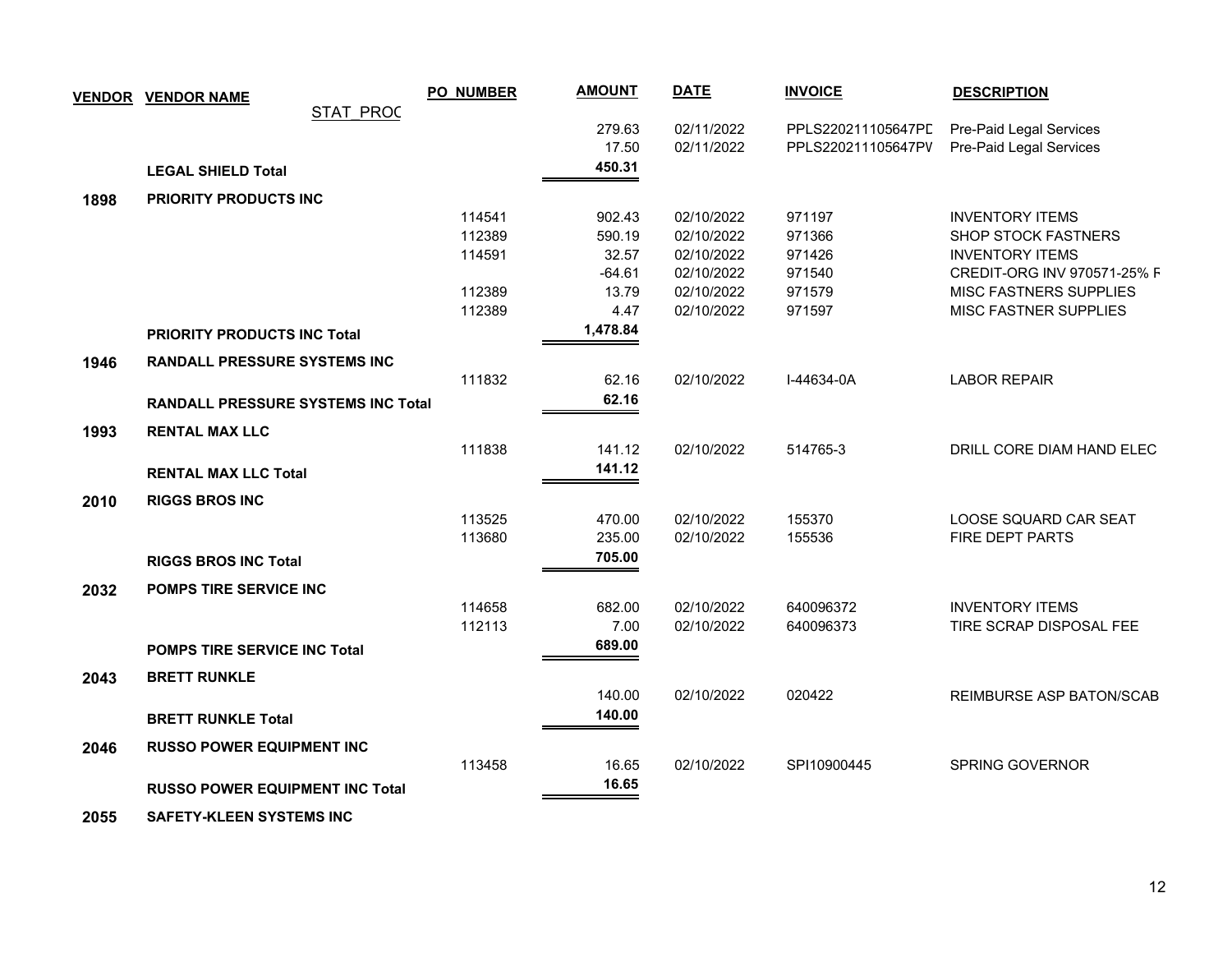| VENDOR | VENDOR NAME | PO_NUMBER | AMOUNT | DATE | INVOICE | DESCRIPTION |
|---|---|---|---|---|---|---|
| | STAT_PROC | | | | | |
| | | | 279.63 | 02/11/2022 | PPLS220211105647PD | Pre-Paid Legal Services |
| | | | 17.50 | 02/11/2022 | PPLS220211105647PV | Pre-Paid Legal Services |
| | **LEGAL SHIELD Total** | | **450.31** | | | |
| **1898** | **PRIORITY PRODUCTS INC** | | | | | |
| | | 114541 | 902.43 | 02/10/2022 | 971197 | INVENTORY ITEMS |
| | | 112389 | 590.19 | 02/10/2022 | 971366 | SHOP STOCK FASTNERS |
| | | 114591 | 32.57 | 02/10/2022 | 971426 | INVENTORY ITEMS |
| | | | -64.61 | 02/10/2022 | 971540 | CREDIT-ORG INV 970571-25% F |
| | | 112389 | 13.79 | 02/10/2022 | 971579 | MISC FASTNERS SUPPLIES |
| | | 112389 | 4.47 | 02/10/2022 | 971597 | MISC FASTNER SUPPLIES |
| | **PRIORITY PRODUCTS INC Total** | | **1,478.84** | | | |
| **1946** | **RANDALL PRESSURE SYSTEMS INC** | | | | | |
| | | 111832 | 62.16 | 02/10/2022 | I-44634-0A | LABOR REPAIR |
| | **RANDALL PRESSURE SYSTEMS INC Total** | | **62.16** | | | |
| **1993** | **RENTAL MAX LLC** | | | | | |
| | | 111838 | 141.12 | 02/10/2022 | 514765-3 | DRILL CORE DIAM HAND ELEC |
| | **RENTAL MAX LLC Total** | | **141.12** | | | |
| **2010** | **RIGGS BROS INC** | | | | | |
| | | 113525 | 470.00 | 02/10/2022 | 155370 | LOOSE SQUARD CAR SEAT |
| | | 113680 | 235.00 | 02/10/2022 | 155536 | FIRE DEPT PARTS |
| | **RIGGS BROS INC Total** | | **705.00** | | | |
| **2032** | **POMPS TIRE SERVICE INC** | | | | | |
| | | 114658 | 682.00 | 02/10/2022 | 640096372 | INVENTORY ITEMS |
| | | 112113 | 7.00 | 02/10/2022 | 640096373 | TIRE SCRAP DISPOSAL FEE |
| | **POMPS TIRE SERVICE INC Total** | | **689.00** | | | |
| **2043** | **BRETT RUNKLE** | | | | | |
| | | | 140.00 | 02/10/2022 | 020422 | REIMBURSE ASP BATON/SCAB |
| | **BRETT RUNKLE Total** | | **140.00** | | | |
| **2046** | **RUSSO POWER EQUIPMENT INC** | | | | | |
| | | 113458 | 16.65 | 02/10/2022 | SPI10900445 | SPRING GOVERNOR |
| | **RUSSO POWER EQUIPMENT INC Total** | | **16.65** | | | |
| **2055** | **SAFETY-KLEEN SYSTEMS INC** | | | | | |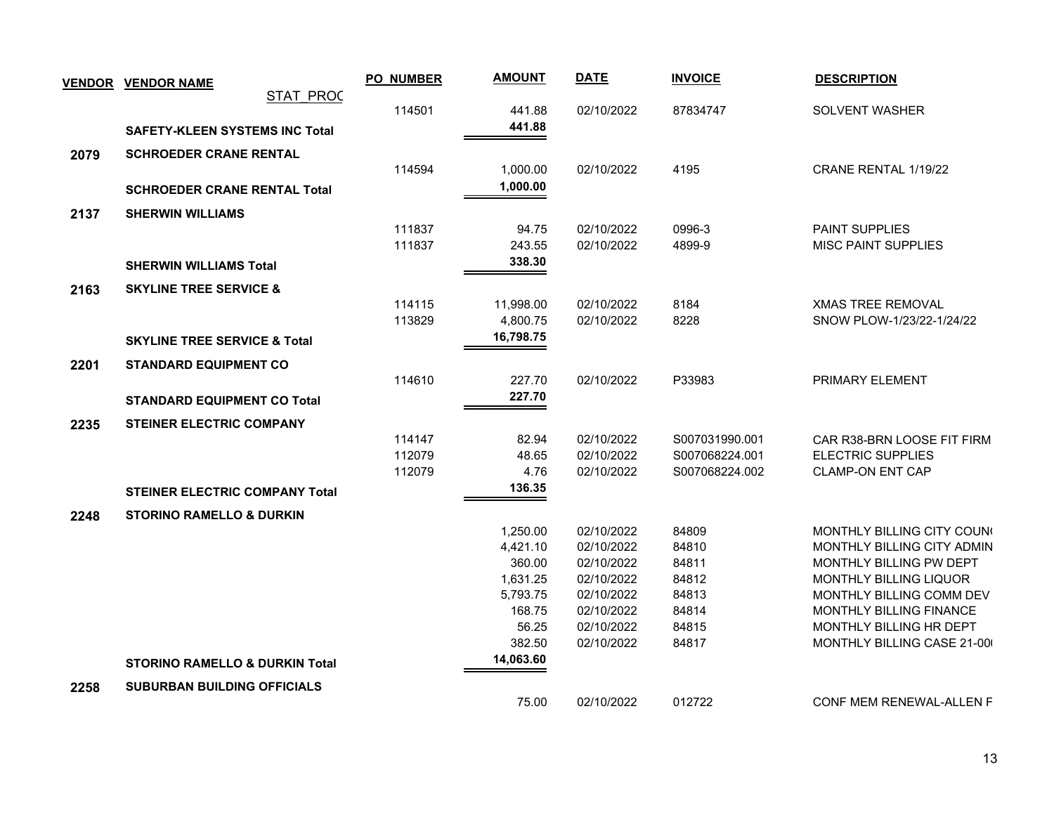| VENDOR | VENDOR NAME | PO_NUMBER | AMOUNT | DATE | INVOICE | DESCRIPTION |
|---|---|---|---|---|---|---|
| | STAT_PROC | | | | | |
| | | 114501 | 441.88 | 02/10/2022 | 87834747 | SOLVENT WASHER |
| | **SAFETY-KLEEN SYSTEMS INC Total** | | **441.88** | | | |
| **2079** | **SCHROEDER CRANE RENTAL** | | | | | |
| | | 114594 | 1,000.00 | 02/10/2022 | 4195 | CRANE RENTAL 1/19/22 |
| | **SCHROEDER CRANE RENTAL Total** | | **1,000.00** | | | |
| **2137** | **SHERWIN WILLIAMS** | | | | | |
| | | 111837 | 94.75 | 02/10/2022 | 0996-3 | PAINT SUPPLIES |
| | | 111837 | 243.55 | 02/10/2022 | 4899-9 | MISC PAINT SUPPLIES |
| | **SHERWIN WILLIAMS Total** | | **338.30** | | | |
| **2163** | **SKYLINE TREE SERVICE &** | | | | | |
| | | 114115 | 11,998.00 | 02/10/2022 | 8184 | XMAS TREE REMOVAL |
| | | 113829 | 4,800.75 | 02/10/2022 | 8228 | SNOW PLOW-1/23/22-1/24/22 |
| | **SKYLINE TREE SERVICE & Total** | | **16,798.75** | | | |
| **2201** | **STANDARD EQUIPMENT CO** | | | | | |
| | | 114610 | 227.70 | 02/10/2022 | P33983 | PRIMARY ELEMENT |
| | **STANDARD EQUIPMENT CO Total** | | **227.70** | | | |
| **2235** | **STEINER ELECTRIC COMPANY** | | | | | |
| | | 114147 | 82.94 | 02/10/2022 | S007031990.001 | CAR R38-BRN LOOSE FIT FIRM |
| | | 112079 | 48.65 | 02/10/2022 | S007068224.001 | ELECTRIC SUPPLIES |
| | | 112079 | 4.76 | 02/10/2022 | S007068224.002 | CLAMP-ON ENT CAP |
| | **STEINER ELECTRIC COMPANY Total** | | **136.35** | | | |
| **2248** | **STORINO RAMELLO & DURKIN** | | | | | |
| | | | 1,250.00 | 02/10/2022 | 84809 | MONTHLY BILLING CITY COUN( |
| | | | 4,421.10 | 02/10/2022 | 84810 | MONTHLY BILLING CITY ADMIN |
| | | | 360.00 | 02/10/2022 | 84811 | MONTHLY BILLING PW DEPT |
| | | | 1,631.25 | 02/10/2022 | 84812 | MONTHLY BILLING LIQUOR |
| | | | 5,793.75 | 02/10/2022 | 84813 | MONTHLY BILLING COMM DEV |
| | | | 168.75 | 02/10/2022 | 84814 | MONTHLY BILLING FINANCE |
| | | | 56.25 | 02/10/2022 | 84815 | MONTHLY BILLING HR DEPT |
| | | | 382.50 | 02/10/2022 | 84817 | MONTHLY BILLING CASE 21-00( |
| | **STORINO RAMELLO & DURKIN Total** | | **14,063.60** | | | |
| **2258** | **SUBURBAN BUILDING OFFICIALS** | | | | | |
| | | | 75.00 | 02/10/2022 | 012722 | CONF MEM RENEWAL-ALLEN F |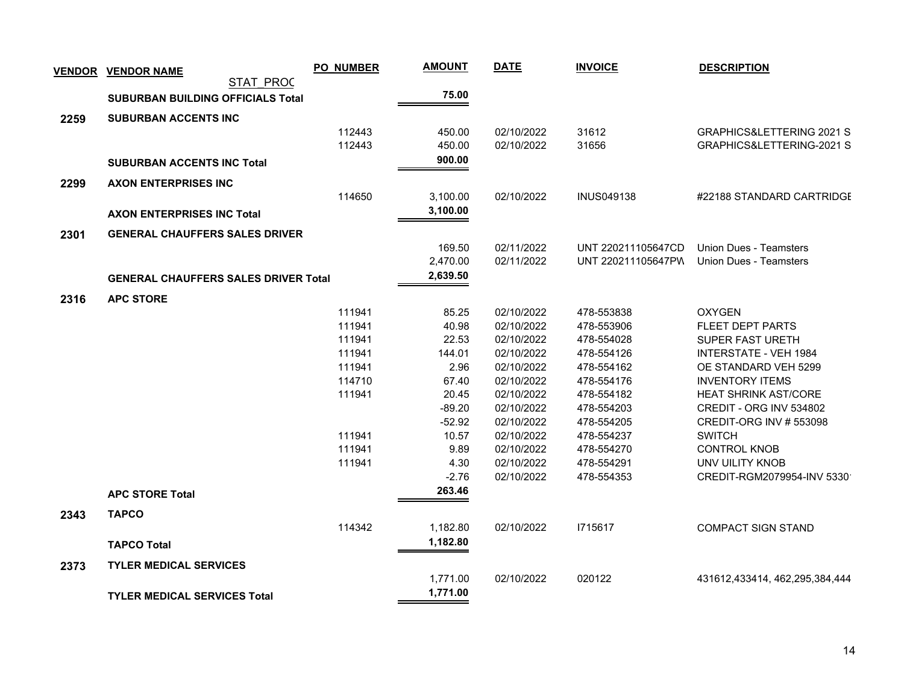| VENDOR | VENDOR NAME | PO_NUMBER | AMOUNT | DATE | INVOICE | DESCRIPTION |
|---|---|---|---|---|---|---|
| | STAT_PROC | | | | | |
| | **SUBURBAN BUILDING OFFICIALS Total** | | **75.00** | | | |
| **2259** | **SUBURBAN ACCENTS INC** | | | | | |
| | | 112443 | 450.00 | 02/10/2022 | 31612 | GRAPHICS&LETTERING 2021 S |
| | | 112443 | 450.00 | 02/10/2022 | 31656 | GRAPHICS&LETTERING-2021 S |
| | **SUBURBAN ACCENTS INC Total** | | **900.00** | | | |
| **2299** | **AXON ENTERPRISES INC** | | | | | |
| | | 114650 | 3,100.00 | 02/10/2022 | INUS049138 | #22188 STANDARD CARTRIDGE |
| | **AXON ENTERPRISES INC Total** | | **3,100.00** | | | |
| **2301** | **GENERAL CHAUFFERS SALES DRIVER** | | | | | |
| | | | 169.50 | 02/11/2022 | UNT 220211105647CD | Union Dues - Teamsters |
| | | | 2,470.00 | 02/11/2022 | UNT 220211105647PW | Union Dues - Teamsters |
| | **GENERAL CHAUFFERS SALES DRIVER Total** | | **2,639.50** | | | |
| **2316** | **APC STORE** | | | | | |
| | | 111941 | 85.25 | 02/10/2022 | 478-553838 | OXYGEN |
| | | 111941 | 40.98 | 02/10/2022 | 478-553906 | FLEET DEPT PARTS |
| | | 111941 | 22.53 | 02/10/2022 | 478-554028 | SUPER FAST URETH |
| | | 111941 | 144.01 | 02/10/2022 | 478-554126 | INTERSTATE - VEH 1984 |
| | | 111941 | 2.96 | 02/10/2022 | 478-554162 | OE STANDARD VEH 5299 |
| | | 114710 | 67.40 | 02/10/2022 | 478-554176 | INVENTORY ITEMS |
| | | 111941 | 20.45 | 02/10/2022 | 478-554182 | HEAT SHRINK AST/CORE |
| | | | -89.20 | 02/10/2022 | 478-554203 | CREDIT - ORG INV 534802 |
| | | | -52.92 | 02/10/2022 | 478-554205 | CREDIT-ORG INV # 553098 |
| | | 111941 | 10.57 | 02/10/2022 | 478-554237 | SWITCH |
| | | 111941 | 9.89 | 02/10/2022 | 478-554270 | CONTROL KNOB |
| | | 111941 | 4.30 | 02/10/2022 | 478-554291 | UNV UILITY KNOB |
| | | | -2.76 | 02/10/2022 | 478-554353 | CREDIT-RGM2079954-INV 5330 |
| | **APC STORE Total** | | **263.46** | | | |
| **2343** | **TAPCO** | | | | | |
| | | 114342 | 1,182.80 | 02/10/2022 | I715617 | COMPACT SIGN STAND |
| | **TAPCO Total** | | **1,182.80** | | | |
| **2373** | **TYLER MEDICAL SERVICES** | | | | | |
| | | | 1,771.00 | 02/10/2022 | 020122 | 431612,433414, 462,295,384,444 |
| | **TYLER MEDICAL SERVICES Total** | | **1,771.00** | | | |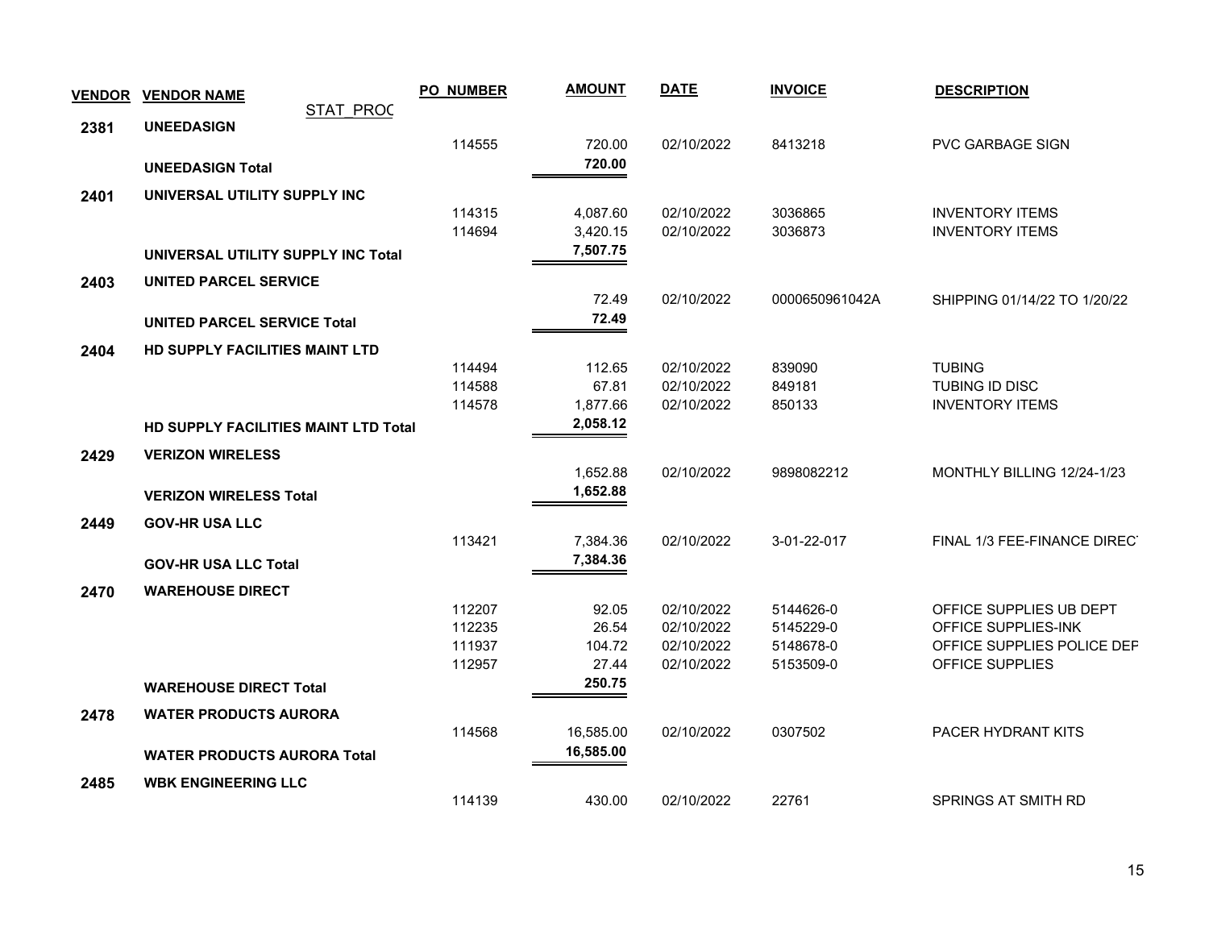| VENDOR | VENDOR NAME | PO_NUMBER | AMOUNT | DATE | INVOICE | DESCRIPTION |
|---|---|---|---|---|---|---|
| | STAT_PROC | | | | | |
| 2381 | UNEEDASIGN | | | | | |
| | | 114555 | 720.00 | 02/10/2022 | 8413218 | PVC GARBAGE SIGN |
| | **UNEEDASIGN Total** | | **720.00** | | | |
| 2401 | UNIVERSAL UTILITY SUPPLY INC | | | | | |
| | | 114315 | 4,087.60 | 02/10/2022 | 3036865 | INVENTORY ITEMS |
| | | 114694 | 3,420.15 | 02/10/2022 | 3036873 | INVENTORY ITEMS |
| | **UNIVERSAL UTILITY SUPPLY INC Total** | | **7,507.75** | | | |
| 2403 | UNITED PARCEL SERVICE | | | | | |
| | | | 72.49 | 02/10/2022 | 0000650961042A | SHIPPING 01/14/22 TO 1/20/22 |
| | **UNITED PARCEL SERVICE Total** | | **72.49** | | | |
| 2404 | HD SUPPLY FACILITIES MAINT LTD | | | | | |
| | | 114494 | 112.65 | 02/10/2022 | 839090 | TUBING |
| | | 114588 | 67.81 | 02/10/2022 | 849181 | TUBING ID DISC |
| | | 114578 | 1,877.66 | 02/10/2022 | 850133 | INVENTORY ITEMS |
| | **HD SUPPLY FACILITIES MAINT LTD Total** | | **2,058.12** | | | |
| 2429 | VERIZON WIRELESS | | | | | |
| | | | 1,652.88 | 02/10/2022 | 9898082212 | MONTHLY BILLING 12/24-1/23 |
| | **VERIZON WIRELESS Total** | | **1,652.88** | | | |
| 2449 | GOV-HR USA LLC | | | | | |
| | | 113421 | 7,384.36 | 02/10/2022 | 3-01-22-017 | FINAL 1/3 FEE-FINANCE DIREC |
| | **GOV-HR USA LLC Total** | | **7,384.36** | | | |
| 2470 | WAREHOUSE DIRECT | | | | | |
| | | 112207 | 92.05 | 02/10/2022 | 5144626-0 | OFFICE SUPPLIES UB DEPT |
| | | 112235 | 26.54 | 02/10/2022 | 5145229-0 | OFFICE SUPPLIES-INK |
| | | 111937 | 104.72 | 02/10/2022 | 5148678-0 | OFFICE SUPPLIES POLICE DEP |
| | | 112957 | 27.44 | 02/10/2022 | 5153509-0 | OFFICE SUPPLIES |
| | **WAREHOUSE DIRECT Total** | | **250.75** | | | |
| 2478 | WATER PRODUCTS AURORA | | | | | |
| | | 114568 | 16,585.00 | 02/10/2022 | 0307502 | PACER HYDRANT KITS |
| | **WATER PRODUCTS AURORA Total** | | **16,585.00** | | | |
| 2485 | WBK ENGINEERING LLC | | | | | |
| | | 114139 | 430.00 | 02/10/2022 | 22761 | SPRINGS AT SMITH RD |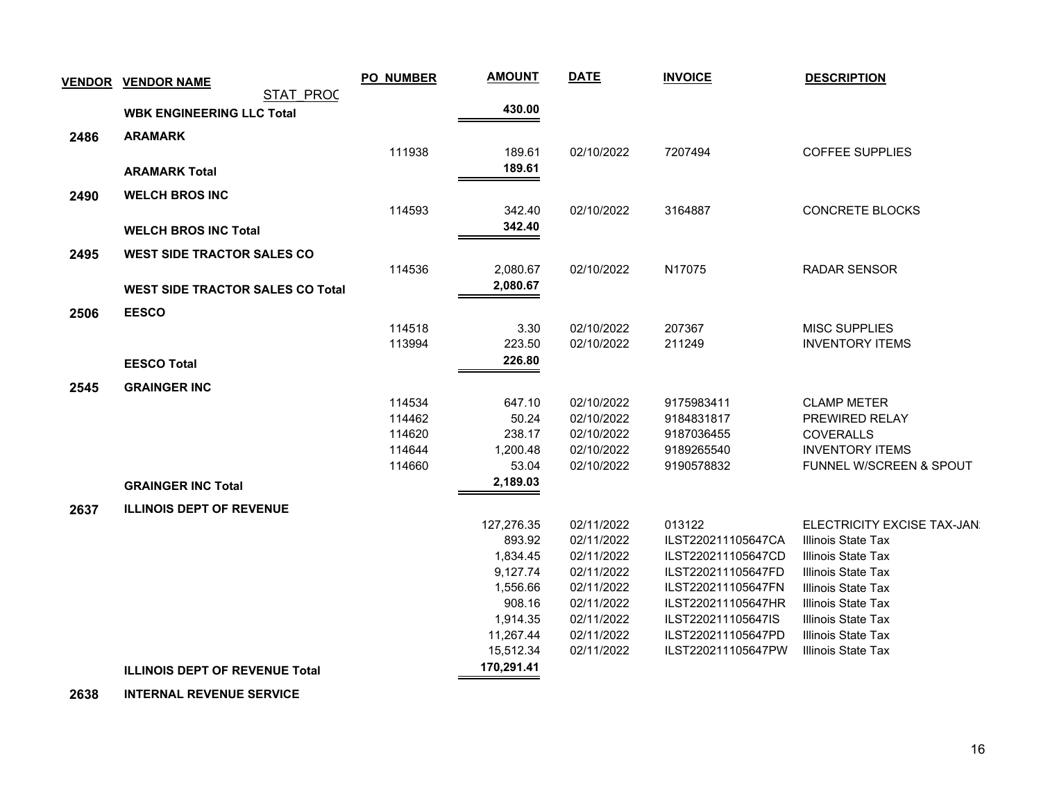| VENDOR | VENDOR NAME | PO_NUMBER | AMOUNT | DATE | INVOICE | DESCRIPTION |
|---|---|---|---|---|---|---|
| | STAT_PROC | | | | | |
| | **WBK ENGINEERING LLC Total** | | **430.00** | | | |
| **2486** | **ARAMARK** | | | | | |
| | | 111938 | 189.61 | 02/10/2022 | 7207494 | COFFEE SUPPLIES |
| | **ARAMARK Total** | | **189.61** | | | |
| **2490** | **WELCH BROS INC** | | | | | |
| | | 114593 | 342.40 | 02/10/2022 | 3164887 | CONCRETE BLOCKS |
| | **WELCH BROS INC Total** | | **342.40** | | | |
| **2495** | **WEST SIDE TRACTOR SALES CO** | | | | | |
| | | 114536 | 2,080.67 | 02/10/2022 | N17075 | RADAR SENSOR |
| | **WEST SIDE TRACTOR SALES CO Total** | | **2,080.67** | | | |
| **2506** | **EESCO** | | | | | |
| | | 114518 | 3.30 | 02/10/2022 | 207367 | MISC SUPPLIES |
| | | 113994 | 223.50 | 02/10/2022 | 211249 | INVENTORY ITEMS |
| | **EESCO Total** | | **226.80** | | | |
| **2545** | **GRAINGER INC** | | | | | |
| | | 114534 | 647.10 | 02/10/2022 | 9175983411 | CLAMP METER |
| | | 114462 | 50.24 | 02/10/2022 | 9184831817 | PREWIRED RELAY |
| | | 114620 | 238.17 | 02/10/2022 | 9187036455 | COVERALLS |
| | | 114644 | 1,200.48 | 02/10/2022 | 9189265540 | INVENTORY ITEMS |
| | | 114660 | 53.04 | 02/10/2022 | 9190578832 | FUNNEL W/SCREEN & SPOUT |
| | **GRAINGER INC Total** | | **2,189.03** | | | |
| **2637** | **ILLINOIS DEPT OF REVENUE** | | | | | |
| | | | 127,276.35 | 02/11/2022 | 013122 | ELECTRICITY EXCISE TAX-JAN |
| | | | 893.92 | 02/11/2022 | ILST220211105647CA | Illinois State Tax |
| | | | 1,834.45 | 02/11/2022 | ILST220211105647CD | Illinois State Tax |
| | | | 9,127.74 | 02/11/2022 | ILST220211105647FD | Illinois State Tax |
| | | | 1,556.66 | 02/11/2022 | ILST220211105647FN | Illinois State Tax |
| | | | 908.16 | 02/11/2022 | ILST220211105647HR | Illinois State Tax |
| | | | 1,914.35 | 02/11/2022 | ILST220211105647IS | Illinois State Tax |
| | | | 11,267.44 | 02/11/2022 | ILST220211105647PD | Illinois State Tax |
| | | | 15,512.34 | 02/11/2022 | ILST220211105647PW | Illinois State Tax |
| | **ILLINOIS DEPT OF REVENUE Total** | | **170,291.41** | | | |
| **2638** | **INTERNAL REVENUE SERVICE** | | | | | |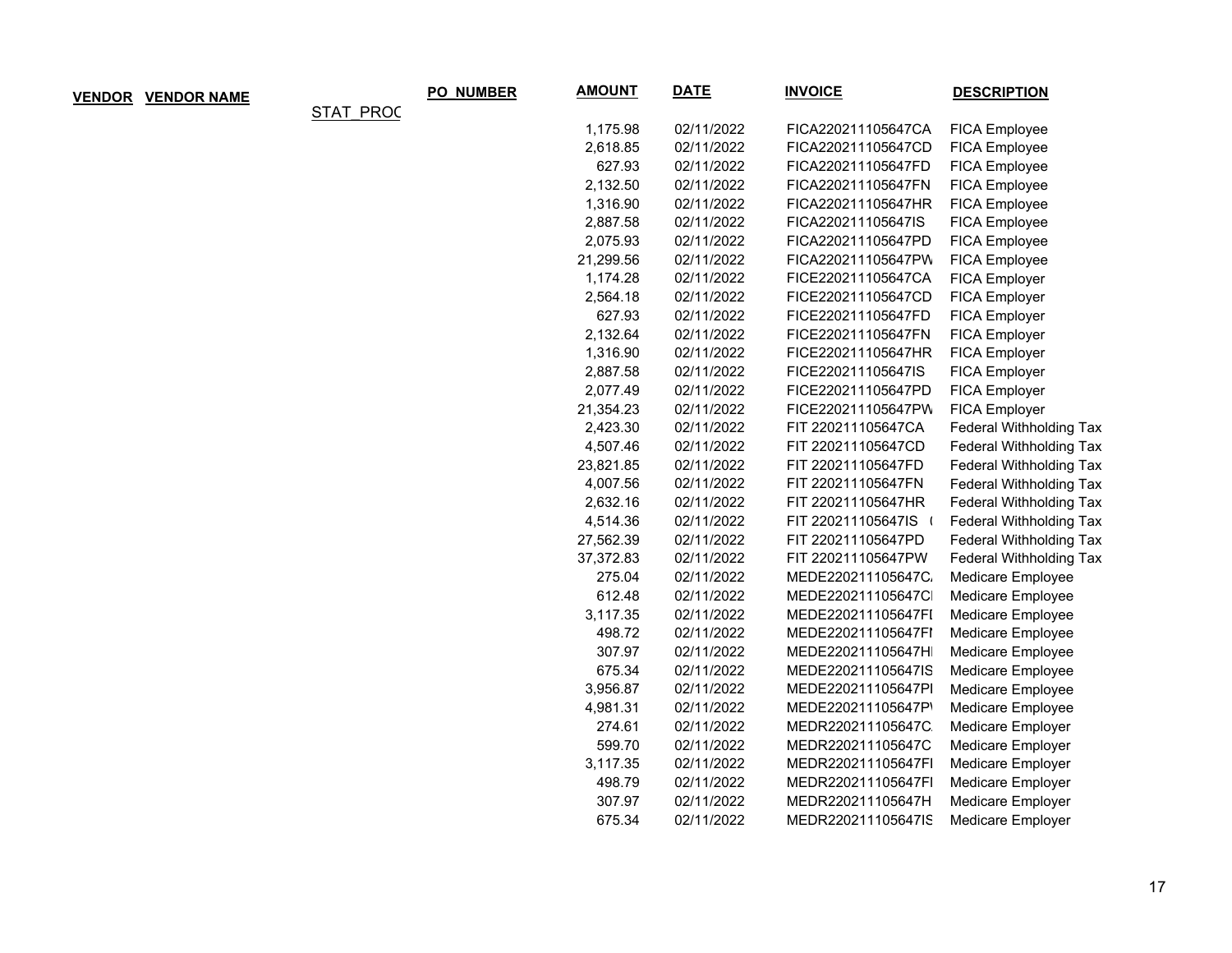| VENDOR | VENDOR NAME | STAT_PROC | PO_NUMBER | AMOUNT | DATE | INVOICE | DESCRIPTION |
|---|---|---|---|---|---|---|---|
| | | | | 1,175.98 | 02/11/2022 | FICA220211105647CA | FICA Employee |
| | | | | 2,618.85 | 02/11/2022 | FICA220211105647CD | FICA Employee |
| | | | | 627.93 | 02/11/2022 | FICA220211105647FD | FICA Employee |
| | | | | 2,132.50 | 02/11/2022 | FICA220211105647FN | FICA Employee |
| | | | | 1,316.90 | 02/11/2022 | FICA220211105647HR | FICA Employee |
| | | | | 2,887.58 | 02/11/2022 | FICA220211105647IS | FICA Employee |
| | | | | 2,075.93 | 02/11/2022 | FICA220211105647PD | FICA Employee |
| | | | | 21,299.56 | 02/11/2022 | FICA220211105647PW | FICA Employee |
| | | | | 1,174.28 | 02/11/2022 | FICE220211105647CA | FICA Employer |
| | | | | 2,564.18 | 02/11/2022 | FICE220211105647CD | FICA Employer |
| | | | | 627.93 | 02/11/2022 | FICE220211105647FD | FICA Employer |
| | | | | 2,132.64 | 02/11/2022 | FICE220211105647FN | FICA Employer |
| | | | | 1,316.90 | 02/11/2022 | FICE220211105647HR | FICA Employer |
| | | | | 2,887.58 | 02/11/2022 | FICE220211105647IS | FICA Employer |
| | | | | 2,077.49 | 02/11/2022 | FICE220211105647PD | FICA Employer |
| | | | | 21,354.23 | 02/11/2022 | FICE220211105647PW | FICA Employer |
| | | | | 2,423.30 | 02/11/2022 | FIT 220211105647CA | Federal Withholding Tax |
| | | | | 4,507.46 | 02/11/2022 | FIT 220211105647CD | Federal Withholding Tax |
| | | | | 23,821.85 | 02/11/2022 | FIT 220211105647FD | Federal Withholding Tax |
| | | | | 4,007.56 | 02/11/2022 | FIT 220211105647FN | Federal Withholding Tax |
| | | | | 2,632.16 | 02/11/2022 | FIT 220211105647HR | Federal Withholding Tax |
| | | | | 4,514.36 | 02/11/2022 | FIT 220211105647IS ( | Federal Withholding Tax |
| | | | | 27,562.39 | 02/11/2022 | FIT 220211105647PD | Federal Withholding Tax |
| | | | | 37,372.83 | 02/11/2022 | FIT 220211105647PW | Federal Withholding Tax |
| | | | | 275.04 | 02/11/2022 | MEDE220211105647C. | Medicare Employee |
| | | | | 612.48 | 02/11/2022 | MEDE220211105647C | Medicare Employee |
| | | | | 3,117.35 | 02/11/2022 | MEDE220211105647FI | Medicare Employee |
| | | | | 498.72 | 02/11/2022 | MEDE220211105647FI | Medicare Employee |
| | | | | 307.97 | 02/11/2022 | MEDE220211105647H | Medicare Employee |
| | | | | 675.34 | 02/11/2022 | MEDE220211105647IS | Medicare Employee |
| | | | | 3,956.87 | 02/11/2022 | MEDE220211105647PI | Medicare Employee |
| | | | | 4,981.31 | 02/11/2022 | MEDE220211105647P | Medicare Employee |
| | | | | 274.61 | 02/11/2022 | MEDR220211105647C. | Medicare Employer |
| | | | | 599.70 | 02/11/2022 | MEDR220211105647C | Medicare Employer |
| | | | | 3,117.35 | 02/11/2022 | MEDR220211105647FI | Medicare Employer |
| | | | | 498.79 | 02/11/2022 | MEDR220211105647FI | Medicare Employer |
| | | | | 307.97 | 02/11/2022 | MEDR220211105647H | Medicare Employer |
| | | | | 675.34 | 02/11/2022 | MEDR220211105647IS | Medicare Employer |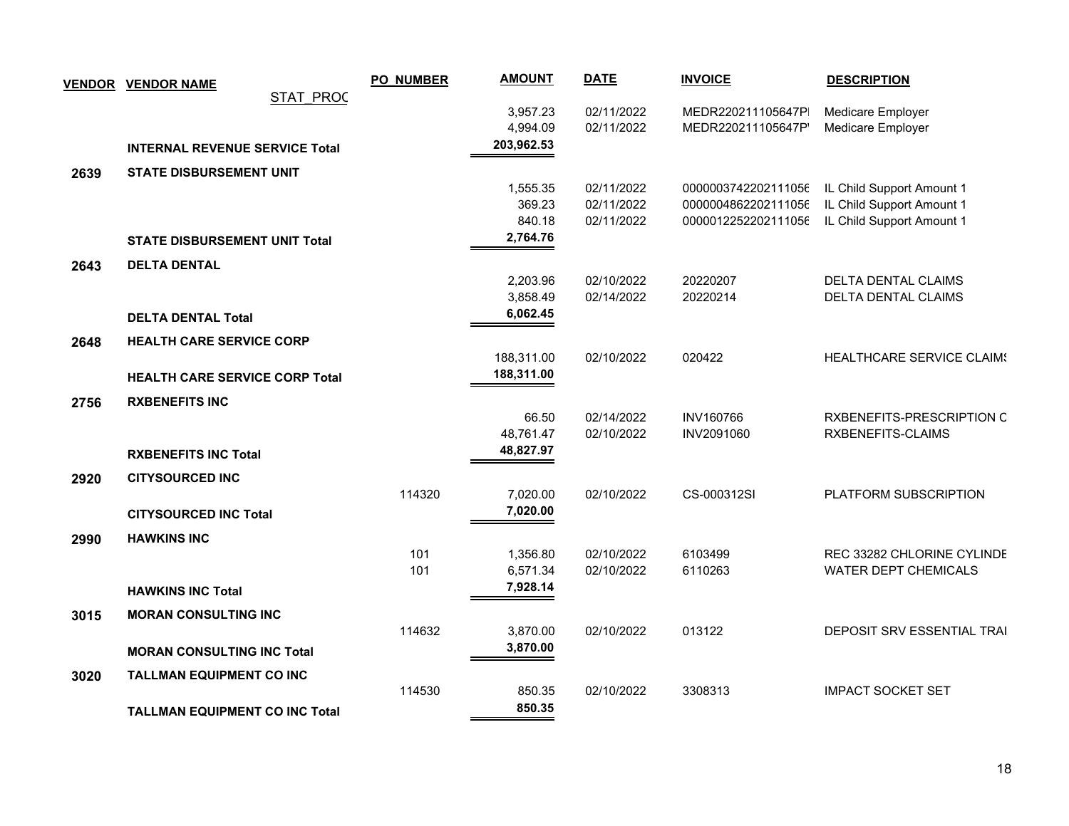| VENDOR | VENDOR NAME | PO_NUMBER | AMOUNT | DATE | INVOICE | DESCRIPTION |
|---|---|---|---|---|---|---|
| | STAT_PROC | | | | | |
| | | | 3,957.23 | 02/11/2022 | MEDR220211105647PI | Medicare Employer |
| | | | 4,994.09 | 02/11/2022 | MEDR220211105647P' | Medicare Employer |
| | **INTERNAL REVENUE SERVICE Total** | | **203,962.53** | | | |
| **2639** | **STATE DISBURSEMENT UNIT** | | | | | |
| | | | 1,555.35 | 02/11/2022 | 0000003742202111056 | IL Child Support Amount 1 |
| | | | 369.23 | 02/11/2022 | 0000004862202111056 | IL Child Support Amount 1 |
| | | | 840.18 | 02/11/2022 | 0000012252202111056 | IL Child Support Amount 1 |
| | **STATE DISBURSEMENT UNIT Total** | | **2,764.76** | | | |
| **2643** | **DELTA DENTAL** | | | | | |
| | | | 2,203.96 | 02/10/2022 | 20220207 | DELTA DENTAL CLAIMS |
| | | | 3,858.49 | 02/14/2022 | 20220214 | DELTA DENTAL CLAIMS |
| | **DELTA DENTAL Total** | | **6,062.45** | | | |
| **2648** | **HEALTH CARE SERVICE CORP** | | | | | |
| | | | 188,311.00 | 02/10/2022 | 020422 | HEALTHCARE SERVICE CLAIMS |
| | **HEALTH CARE SERVICE CORP Total** | | **188,311.00** | | | |
| **2756** | **RXBENEFITS INC** | | | | | |
| | | | 66.50 | 02/14/2022 | INV160766 | RXBENEFITS-PRESCRIPTION C |
| | | | 48,761.47 | 02/10/2022 | INV2091060 | RXBENEFITS-CLAIMS |
| | **RXBENEFITS INC Total** | | **48,827.97** | | | |
| **2920** | **CITYSOURCED INC** | | | | | |
| | | 114320 | 7,020.00 | 02/10/2022 | CS-000312SI | PLATFORM SUBSCRIPTION |
| | **CITYSOURCED INC Total** | | **7,020.00** | | | |
| **2990** | **HAWKINS INC** | | | | | |
| | | 101 | 1,356.80 | 02/10/2022 | 6103499 | REC 33282 CHLORINE CYLINDE |
| | | 101 | 6,571.34 | 02/10/2022 | 6110263 | WATER DEPT CHEMICALS |
| | **HAWKINS INC Total** | | **7,928.14** | | | |
| **3015** | **MORAN CONSULTING INC** | | | | | |
| | | 114632 | 3,870.00 | 02/10/2022 | 013122 | DEPOSIT SRV ESSENTIAL TRAI |
| | **MORAN CONSULTING INC Total** | | **3,870.00** | | | |
| **3020** | **TALLMAN EQUIPMENT CO INC** | | | | | |
| | | 114530 | 850.35 | 02/10/2022 | 3308313 | IMPACT SOCKET SET |
| | **TALLMAN EQUIPMENT CO INC Total** | | **850.35** | | | |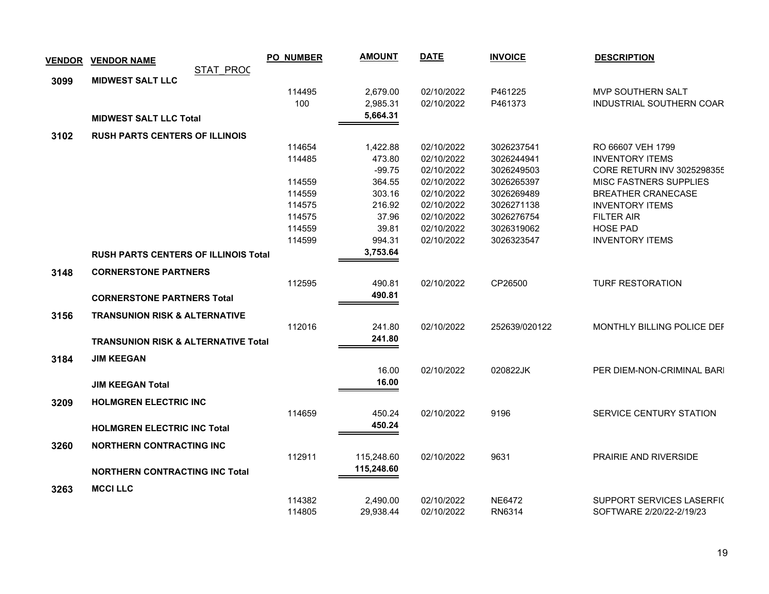| VENDOR | VENDOR NAME | STAT_PROC | PO_NUMBER | AMOUNT | DATE | INVOICE | DESCRIPTION |
|---|---|---|---|---|---|---|---|
| 3099 | MIDWEST SALT LLC | | | | | | |
| | | | 114495 | 2,679.00 | 02/10/2022 | P461225 | MVP SOUTHERN SALT |
| | | | 100 | 2,985.31 | 02/10/2022 | P461373 | INDUSTRIAL SOUTHERN COAR |
| | **MIDWEST SALT LLC Total** | | | **5,664.31** | | | |
| 3102 | RUSH PARTS CENTERS OF ILLINOIS | | | | | | |
| | | | 114654 | 1,422.88 | 02/10/2022 | 3026237541 | RO 66607 VEH 1799 |
| | | | 114485 | 473.80 | 02/10/2022 | 3026244941 | INVENTORY ITEMS |
| | | | | -99.75 | 02/10/2022 | 3026249503 | CORE RETURN INV 3025298355 |
| | | | 114559 | 364.55 | 02/10/2022 | 3026265397 | MISC FASTNERS SUPPLIES |
| | | | 114559 | 303.16 | 02/10/2022 | 3026269489 | BREATHER CRANECASE |
| | | | 114575 | 216.92 | 02/10/2022 | 3026271138 | INVENTORY ITEMS |
| | | | 114575 | 37.96 | 02/10/2022 | 3026276754 | FILTER AIR |
| | | | 114559 | 39.81 | 02/10/2022 | 3026319062 | HOSE PAD |
| | | | 114599 | 994.31 | 02/10/2022 | 3026323547 | INVENTORY ITEMS |
| | **RUSH PARTS CENTERS OF ILLINOIS Total** | | | **3,753.64** | | | |
| 3148 | CORNERSTONE PARTNERS | | | | | | |
| | | | 112595 | 490.81 | 02/10/2022 | CP26500 | TURF RESTORATION |
| | **CORNERSTONE PARTNERS Total** | | | **490.81** | | | |
| 3156 | TRANSUNION RISK & ALTERNATIVE | | | | | | |
| | | | 112016 | 241.80 | 02/10/2022 | 252639/020122 | MONTHLY BILLING POLICE DEF |
| | **TRANSUNION RISK & ALTERNATIVE Total** | | | **241.80** | | | |
| 3184 | JIM KEEGAN | | | | | | |
| | | | | 16.00 | 02/10/2022 | 020822JK | PER DIEM-NON-CRIMINAL BARI |
| | **JIM KEEGAN Total** | | | **16.00** | | | |
| 3209 | HOLMGREN ELECTRIC INC | | | | | | |
| | | | 114659 | 450.24 | 02/10/2022 | 9196 | SERVICE CENTURY STATION |
| | **HOLMGREN ELECTRIC INC Total** | | | **450.24** | | | |
| 3260 | NORTHERN CONTRACTING INC | | | | | | |
| | | | 112911 | 115,248.60 | 02/10/2022 | 9631 | PRAIRIE AND RIVERSIDE |
| | **NORTHERN CONTRACTING INC Total** | | | **115,248.60** | | | |
| 3263 | MCCI LLC | | | | | | |
| | | | 114382 | 2,490.00 | 02/10/2022 | NE6472 | SUPPORT SERVICES LASERFI( |
| | | | 114805 | 29,938.44 | 02/10/2022 | RN6314 | SOFTWARE 2/20/22-2/19/23 |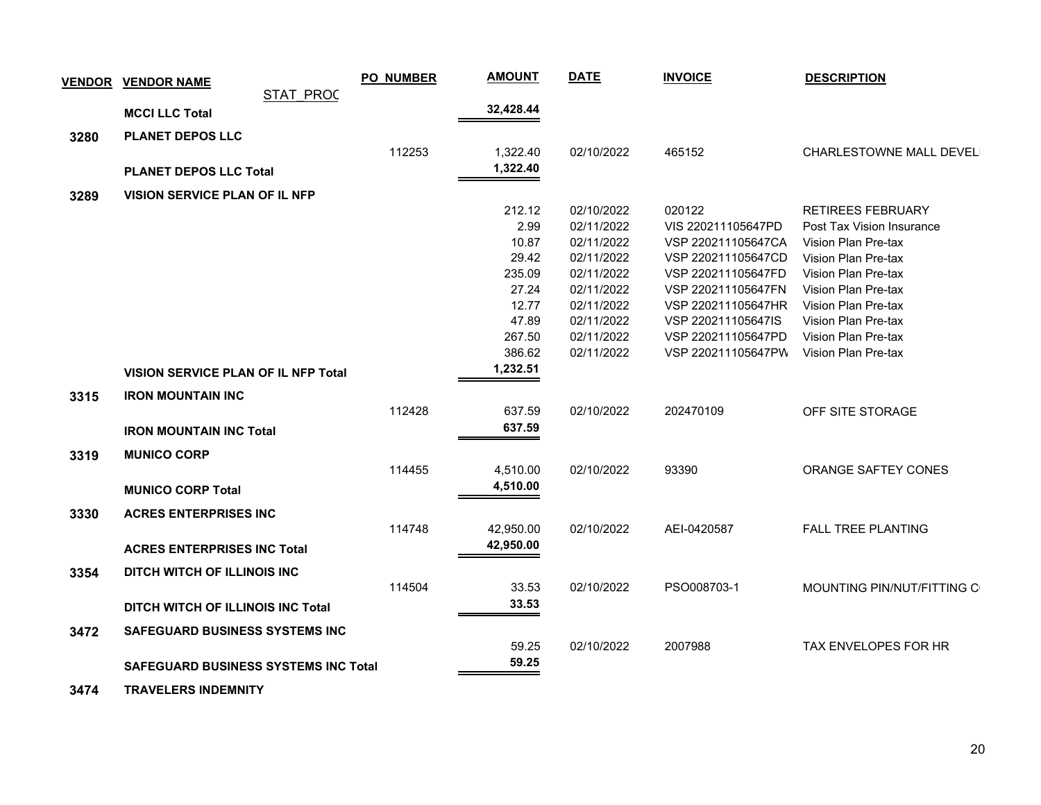| VENDOR | VENDOR NAME | PO_NUMBER | AMOUNT | DATE | INVOICE | DESCRIPTION |
|---|---|---|---|---|---|---|
| | STAT_PROC | | | | | |
| | **MCCI LLC Total** | | **32,428.44** | | | |
| **3280** | **PLANET DEPOS LLC** | | | | | |
| | | 112253 | 1,322.40 | 02/10/2022 | 465152 | CHARLESTOWNE MALL DEVEL |
| | **PLANET DEPOS LLC Total** | | **1,322.40** | | | |
| **3289** | **VISION SERVICE PLAN OF IL NFP** | | | | | |
| | | | 212.12 | 02/10/2022 | 020122 | RETIREES FEBRUARY |
| | | | 2.99 | 02/11/2022 | VIS 220211105647PD | Post Tax Vision Insurance |
| | | | 10.87 | 02/11/2022 | VSP 220211105647CA | Vision Plan Pre-tax |
| | | | 29.42 | 02/11/2022 | VSP 220211105647CD | Vision Plan Pre-tax |
| | | | 235.09 | 02/11/2022 | VSP 220211105647FD | Vision Plan Pre-tax |
| | | | 27.24 | 02/11/2022 | VSP 220211105647FN | Vision Plan Pre-tax |
| | | | 12.77 | 02/11/2022 | VSP 220211105647HR | Vision Plan Pre-tax |
| | | | 47.89 | 02/11/2022 | VSP 220211105647IS | Vision Plan Pre-tax |
| | | | 267.50 | 02/11/2022 | VSP 220211105647PD | Vision Plan Pre-tax |
| | | | 386.62 | 02/11/2022 | VSP 220211105647PW | Vision Plan Pre-tax |
| | **VISION SERVICE PLAN OF IL NFP Total** | | **1,232.51** | | | |
| **3315** | **IRON MOUNTAIN INC** | | | | | |
| | | 112428 | 637.59 | 02/10/2022 | 202470109 | OFF SITE STORAGE |
| | **IRON MOUNTAIN INC Total** | | **637.59** | | | |
| **3319** | **MUNICO CORP** | | | | | |
| | | 114455 | 4,510.00 | 02/10/2022 | 93390 | ORANGE SAFTEY CONES |
| | **MUNICO CORP Total** | | **4,510.00** | | | |
| **3330** | **ACRES ENTERPRISES INC** | | | | | |
| | | 114748 | 42,950.00 | 02/10/2022 | AEI-0420587 | FALL TREE PLANTING |
| | **ACRES ENTERPRISES INC Total** | | **42,950.00** | | | |
| **3354** | **DITCH WITCH OF ILLINOIS INC** | | | | | |
| | | 114504 | 33.53 | 02/10/2022 | PSO008703-1 | MOUNTING PIN/NUT/FITTING C |
| | **DITCH WITCH OF ILLINOIS INC Total** | | **33.53** | | | |
| **3472** | **SAFEGUARD BUSINESS SYSTEMS INC** | | | | | |
| | | | 59.25 | 02/10/2022 | 2007988 | TAX ENVELOPES FOR HR |
| | **SAFEGUARD BUSINESS SYSTEMS INC Total** | | **59.25** | | | |
| **3474** | **TRAVELERS INDEMNITY** | | | | | |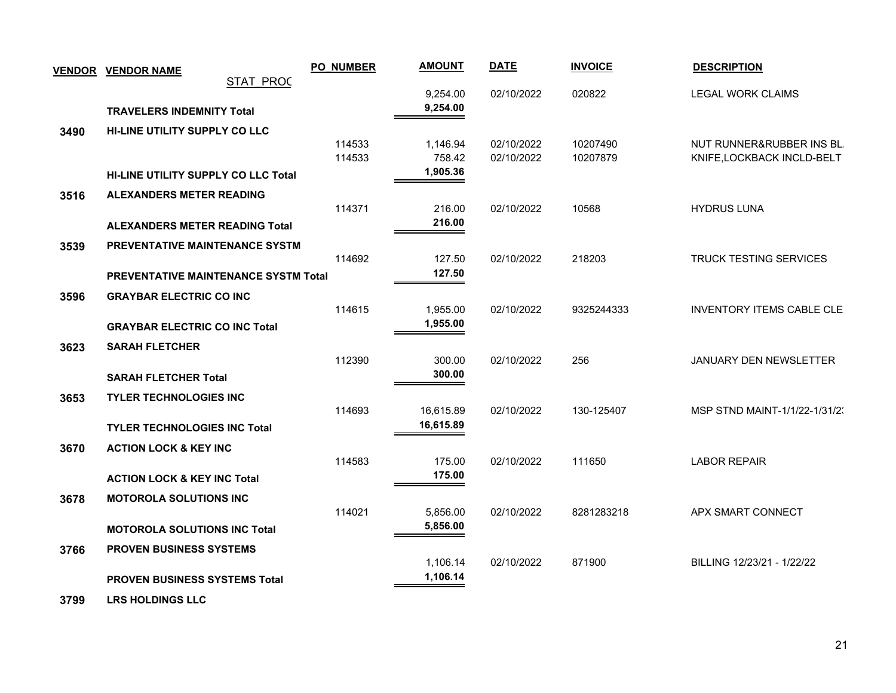| VENDOR | VENDOR NAME | PO_NUMBER | AMOUNT | DATE | INVOICE | DESCRIPTION |
|---|---|---|---|---|---|---|
| | STAT_PROC | | | | | |
| | | | 9,254.00 | 02/10/2022 | 020822 | LEGAL WORK CLAIMS |
| | **TRAVELERS INDEMNITY Total** | | **9,254.00** | | | |
| **3490** | **HI-LINE UTILITY SUPPLY CO LLC** | | | | | |
| | | 114533 | 1,146.94 | 02/10/2022 | 10207490 | NUT RUNNER&RUBBER INS BL |
| | | 114533 | 758.42 | 02/10/2022 | 10207879 | KNIFE,LOCKBACK INCLD-BELT |
| | **HI-LINE UTILITY SUPPLY CO LLC Total** | | **1,905.36** | | | |
| **3516** | **ALEXANDERS METER READING** | | | | | |
| | | 114371 | 216.00 | 02/10/2022 | 10568 | HYDRUS LUNA |
| | **ALEXANDERS METER READING Total** | | **216.00** | | | |
| **3539** | **PREVENTATIVE MAINTENANCE SYSTM** | | | | | |
| | | 114692 | 127.50 | 02/10/2022 | 218203 | TRUCK TESTING SERVICES |
| | **PREVENTATIVE MAINTENANCE SYSTM Total** | | **127.50** | | | |
| **3596** | **GRAYBAR ELECTRIC CO INC** | | | | | |
| | | 114615 | 1,955.00 | 02/10/2022 | 9325244333 | INVENTORY ITEMS CABLE CLE |
| | **GRAYBAR ELECTRIC CO INC Total** | | **1,955.00** | | | |
| **3623** | **SARAH FLETCHER** | | | | | |
| | | 112390 | 300.00 | 02/10/2022 | 256 | JANUARY DEN NEWSLETTER |
| | **SARAH FLETCHER Total** | | **300.00** | | | |
| **3653** | **TYLER TECHNOLOGIES INC** | | | | | |
| | | 114693 | 16,615.89 | 02/10/2022 | 130-125407 | MSP STND MAINT-1/1/22-1/31/2 |
| | **TYLER TECHNOLOGIES INC Total** | | **16,615.89** | | | |
| **3670** | **ACTION LOCK & KEY INC** | | | | | |
| | | 114583 | 175.00 | 02/10/2022 | 111650 | LABOR REPAIR |
| | **ACTION LOCK & KEY INC Total** | | **175.00** | | | |
| **3678** | **MOTOROLA SOLUTIONS INC** | | | | | |
| | | 114021 | 5,856.00 | 02/10/2022 | 8281283218 | APX SMART CONNECT |
| | **MOTOROLA SOLUTIONS INC Total** | | **5,856.00** | | | |
| **3766** | **PROVEN BUSINESS SYSTEMS** | | | | | |
| | | | 1,106.14 | 02/10/2022 | 871900 | BILLING 12/23/21 - 1/22/22 |
| | **PROVEN BUSINESS SYSTEMS Total** | | **1,106.14** | | | |
| **3799** | **LRS HOLDINGS LLC** | | | | | |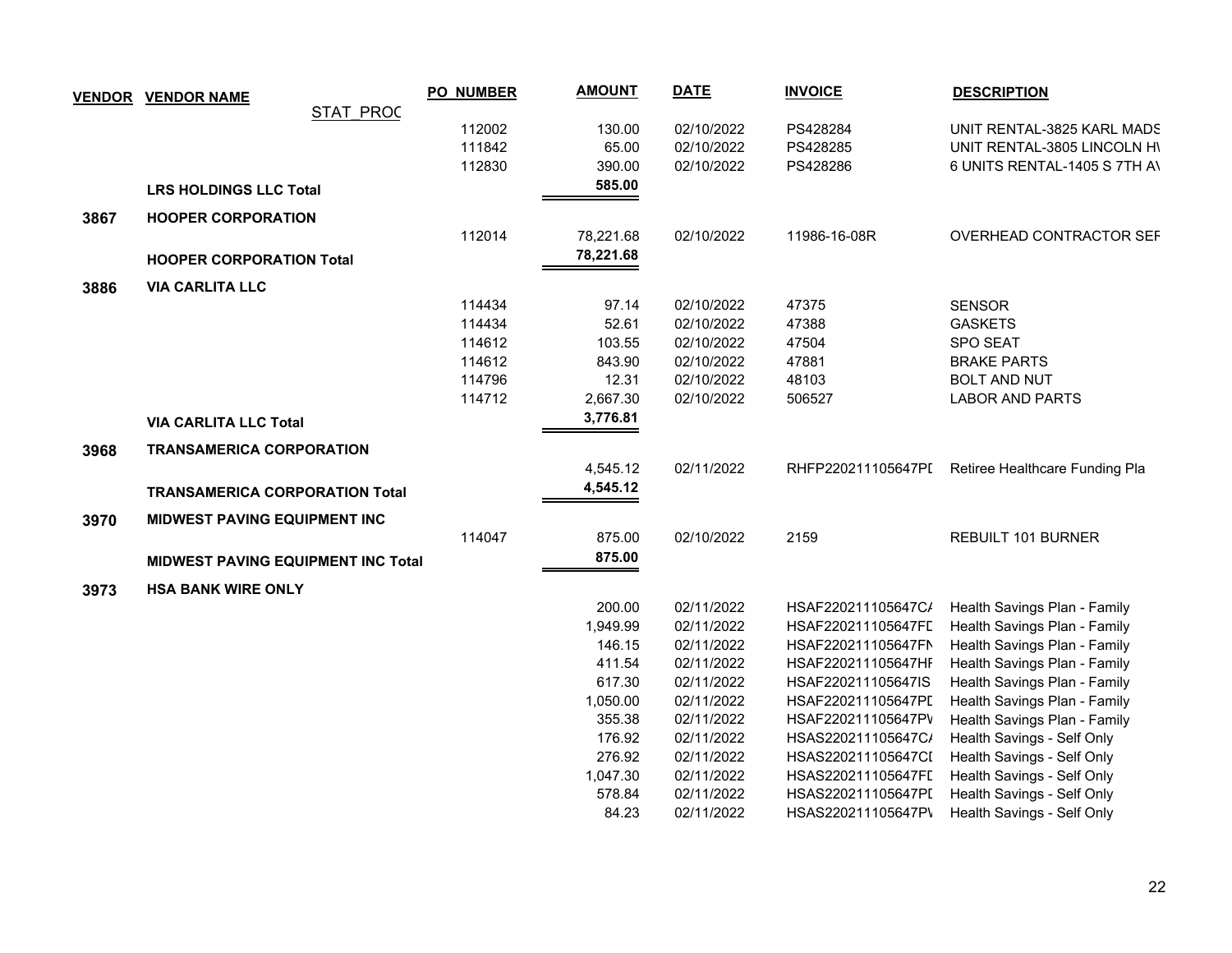| VENDOR | VENDOR NAME | STAT_PROC | PO_NUMBER | AMOUNT | DATE | INVOICE | DESCRIPTION |
|---|---|---|---|---|---|---|---|
| | | | 112002 | 130.00 | 02/10/2022 | PS428284 | UNIT RENTAL-3825 KARL MADS |
| | | | 111842 | 65.00 | 02/10/2022 | PS428285 | UNIT RENTAL-3805 LINCOLN H\ |
| | | | 112830 | 390.00 | 02/10/2022 | PS428286 | 6 UNITS RENTAL-1405 S 7TH A\ |
| | **LRS HOLDINGS LLC Total** | | | **585.00** | | | |
| **3867** | **HOOPER CORPORATION** | | | | | | |
| | | | 112014 | 78,221.68 | 02/10/2022 | 11986-16-08R | OVERHEAD CONTRACTOR SEF |
| | **HOOPER CORPORATION Total** | | | **78,221.68** | | | |
| **3886** | **VIA CARLITA LLC** | | | | | | |
| | | | 114434 | 97.14 | 02/10/2022 | 47375 | SENSOR |
| | | | 114434 | 52.61 | 02/10/2022 | 47388 | GASKETS |
| | | | 114612 | 103.55 | 02/10/2022 | 47504 | SPO SEAT |
| | | | 114612 | 843.90 | 02/10/2022 | 47881 | BRAKE PARTS |
| | | | 114796 | 12.31 | 02/10/2022 | 48103 | BOLT AND NUT |
| | | | 114712 | 2,667.30 | 02/10/2022 | 506527 | LABOR AND PARTS |
| | **VIA CARLITA LLC Total** | | | **3,776.81** | | | |
| **3968** | **TRANSAMERICA CORPORATION** | | | | | | |
| | | | | 4,545.12 | 02/11/2022 | RHFP220211105647PI | Retiree Healthcare Funding Pla |
| | **TRANSAMERICA CORPORATION Total** | | | **4,545.12** | | | |
| **3970** | **MIDWEST PAVING EQUIPMENT INC** | | | | | | |
| | | | 114047 | 875.00 | 02/10/2022 | 2159 | REBUILT 101 BURNER |
| | **MIDWEST PAVING EQUIPMENT INC Total** | | | **875.00** | | | |
| **3973** | **HSA BANK WIRE ONLY** | | | | | | |
| | | | | 200.00 | 02/11/2022 | HSAF220211105647C/ | Health Savings Plan - Family |
| | | | | 1,949.99 | 02/11/2022 | HSAF220211105647FI | Health Savings Plan - Family |
| | | | | 146.15 | 02/11/2022 | HSAF220211105647FN | Health Savings Plan - Family |
| | | | | 411.54 | 02/11/2022 | HSAF220211105647HF | Health Savings Plan - Family |
| | | | | 617.30 | 02/11/2022 | HSAF220211105647IS | Health Savings Plan - Family |
| | | | | 1,050.00 | 02/11/2022 | HSAF220211105647PI | Health Savings Plan - Family |
| | | | | 355.38 | 02/11/2022 | HSAF220211105647PV | Health Savings Plan - Family |
| | | | | 176.92 | 02/11/2022 | HSAS220211105647C/ | Health Savings - Self Only |
| | | | | 276.92 | 02/11/2022 | HSAS220211105647CI | Health Savings - Self Only |
| | | | | 1,047.30 | 02/11/2022 | HSAS220211105647FI | Health Savings - Self Only |
| | | | | 578.84 | 02/11/2022 | HSAS220211105647PI | Health Savings - Self Only |
| | | | | 84.23 | 02/11/2022 | HSAS220211105647PV | Health Savings - Self Only |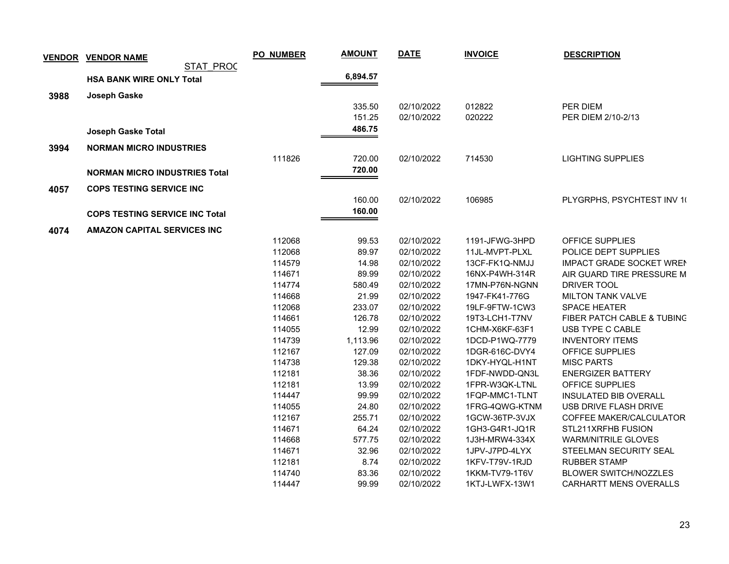| VENDOR | VENDOR NAME | PO_NUMBER | AMOUNT | DATE | INVOICE | DESCRIPTION |
|---|---|---|---|---|---|---|
| | STAT_PROC | | | | | |
| | **HSA BANK WIRE ONLY Total** | | **6,894.57** | | | |
| **3988** | **Joseph Gaske** | | | | | |
| | | | 335.50 | 02/10/2022 | 012822 | PER DIEM |
| | | | 151.25 | 02/10/2022 | 020222 | PER DIEM 2/10-2/13 |
| | **Joseph Gaske Total** | | **486.75** | | | |
| **3994** | **NORMAN MICRO INDUSTRIES** | | | | | |
| | | 111826 | 720.00 | 02/10/2022 | 714530 | LIGHTING SUPPLIES |
| | **NORMAN MICRO INDUSTRIES Total** | | **720.00** | | | |
| **4057** | **COPS TESTING SERVICE INC** | | | | | |
| | | | 160.00 | 02/10/2022 | 106985 | PLYGRPHS, PSYCHTEST INV 1( |
| | **COPS TESTING SERVICE INC Total** | | **160.00** | | | |
| **4074** | **AMAZON CAPITAL SERVICES INC** | | | | | |
| | | 112068 | 99.53 | 02/10/2022 | 1191-JFWG-3HPD | OFFICE SUPPLIES |
| | | 112068 | 89.97 | 02/10/2022 | 11JL-MVPT-PLXL | POLICE DEPT SUPPLIES |
| | | 114579 | 14.98 | 02/10/2022 | 13CF-FK1Q-NMJJ | IMPACT GRADE SOCKET WREN |
| | | 114671 | 89.99 | 02/10/2022 | 16NX-P4WH-314R | AIR GUARD TIRE PRESSURE M |
| | | 114774 | 580.49 | 02/10/2022 | 17MN-P76N-NGNN | DRIVER TOOL |
| | | 114668 | 21.99 | 02/10/2022 | 1947-FK41-776G | MILTON TANK VALVE |
| | | 112068 | 233.07 | 02/10/2022 | 19LF-9FTW-1CW3 | SPACE HEATER |
| | | 114661 | 126.78 | 02/10/2022 | 19T3-LCH1-T7NV | FIBER PATCH CABLE & TUBING |
| | | 114055 | 12.99 | 02/10/2022 | 1CHM-X6KF-63F1 | USB TYPE C CABLE |
| | | 114739 | 1,113.96 | 02/10/2022 | 1DCD-P1WQ-7779 | INVENTORY ITEMS |
| | | 112167 | 127.09 | 02/10/2022 | 1DGR-616C-DVY4 | OFFICE SUPPLIES |
| | | 114738 | 129.38 | 02/10/2022 | 1DKY-HYQL-H1NT | MISC PARTS |
| | | 112181 | 38.36 | 02/10/2022 | 1FDF-NWDD-QN3L | ENERGIZER BATTERY |
| | | 112181 | 13.99 | 02/10/2022 | 1FPR-W3QK-LTNL | OFFICE SUPPLIES |
| | | 114447 | 99.99 | 02/10/2022 | 1FQP-MMC1-TLNT | INSULATED BIB OVERALL |
| | | 114055 | 24.80 | 02/10/2022 | 1FRG-4QWG-KTNM | USB DRIVE FLASH DRIVE |
| | | 112167 | 255.71 | 02/10/2022 | 1GCW-36TP-3VJX | COFFEE MAKER/CALCULATOR |
| | | 114671 | 64.24 | 02/10/2022 | 1GH3-G4R1-JQ1R | STL211XRFHB FUSION |
| | | 114668 | 577.75 | 02/10/2022 | 1J3H-MRW4-334X | WARM/NITRILE GLOVES |
| | | 114671 | 32.96 | 02/10/2022 | 1JPV-J7PD-4LYX | STEELMAN SECURITY SEAL |
| | | 112181 | 8.74 | 02/10/2022 | 1KFV-T79V-1RJD | RUBBER STAMP |
| | | 114740 | 83.36 | 02/10/2022 | 1KKM-TV79-1T6V | BLOWER SWITCH/NOZZLES |
| | | 114447 | 99.99 | 02/10/2022 | 1KTJ-LWFX-13W1 | CARHARTT MENS OVERALLS |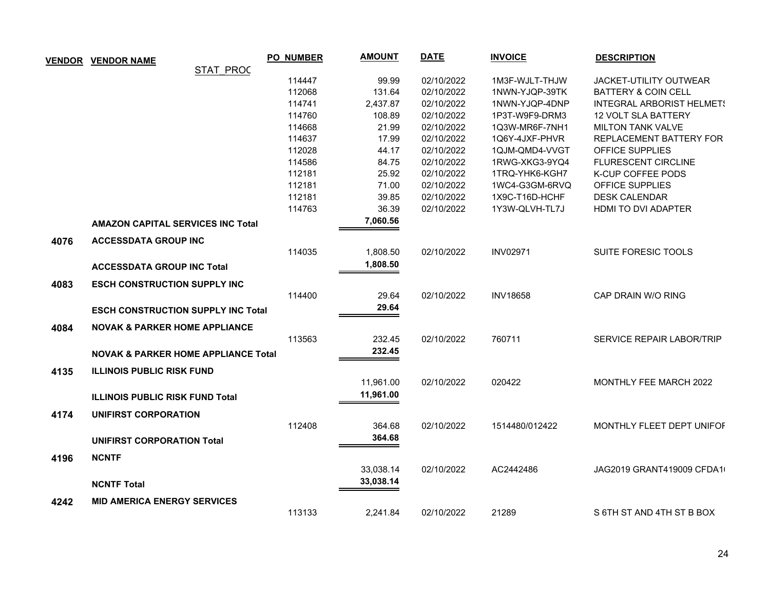| VENDOR | VENDOR NAME | PO_NUMBER | AMOUNT | DATE | INVOICE | DESCRIPTION |
|---|---|---|---|---|---|---|
| | STAT_PROC | | | | | |
| | | 114447 | 99.99 | 02/10/2022 | 1M3F-WJLT-THJW | JACKET-UTILITY OUTWEAR |
| | | 112068 | 131.64 | 02/10/2022 | 1NWN-YJQP-39TK | BATTERY & COIN CELL |
| | | 114741 | 2,437.87 | 02/10/2022 | 1NWN-YJQP-4DNP | INTEGRAL ARBORIST HELMETS |
| | | 114760 | 108.89 | 02/10/2022 | 1P3T-W9F9-DRM3 | 12 VOLT SLA BATTERY |
| | | 114668 | 21.99 | 02/10/2022 | 1Q3W-MR6F-7NH1 | MILTON TANK VALVE |
| | | 114637 | 17.99 | 02/10/2022 | 1Q6Y-4JXF-PHVR | REPLACEMENT BATTERY FOR |
| | | 112028 | 44.17 | 02/10/2022 | 1QJM-QMD4-VVGT | OFFICE SUPPLIES |
| | | 114586 | 84.75 | 02/10/2022 | 1RWG-XKG3-9YQ4 | FLURESCENT CIRCLINE |
| | | 112181 | 25.92 | 02/10/2022 | 1TRQ-YHK6-KGH7 | K-CUP COFFEE PODS |
| | | 112181 | 71.00 | 02/10/2022 | 1WC4-G3GM-6RVQ | OFFICE SUPPLIES |
| | | 112181 | 39.85 | 02/10/2022 | 1X9C-T16D-HCHF | DESK CALENDAR |
| | | 114763 | 36.39 | 02/10/2022 | 1Y3W-QLVH-TL7J | HDMI TO DVI ADAPTER |
| | **AMAZON CAPITAL SERVICES INC Total** | | **7,060.56** | | | |
| **4076** | **ACCESSDATA GROUP INC** | | | | | |
| | | 114035 | 1,808.50 | 02/10/2022 | INV02971 | SUITE FORESIC TOOLS |
| | **ACCESSDATA GROUP INC Total** | | **1,808.50** | | | |
| **4083** | **ESCH CONSTRUCTION SUPPLY INC** | | | | | |
| | | 114400 | 29.64 | 02/10/2022 | INV18658 | CAP DRAIN W/O RING |
| | **ESCH CONSTRUCTION SUPPLY INC Total** | | **29.64** | | | |
| **4084** | **NOVAK & PARKER HOME APPLIANCE** | | | | | |
| | | 113563 | 232.45 | 02/10/2022 | 760711 | SERVICE REPAIR LABOR/TRIP |
| | **NOVAK & PARKER HOME APPLIANCE Total** | | **232.45** | | | |
| **4135** | **ILLINOIS PUBLIC RISK FUND** | | | | | |
| | | | 11,961.00 | 02/10/2022 | 020422 | MONTHLY FEE MARCH 2022 |
| | **ILLINOIS PUBLIC RISK FUND Total** | | **11,961.00** | | | |
| **4174** | **UNIFIRST CORPORATION** | | | | | |
| | | 112408 | 364.68 | 02/10/2022 | 1514480/012422 | MONTHLY FLEET DEPT UNIFOR |
| | **UNIFIRST CORPORATION Total** | | **364.68** | | | |
| **4196** | **NCNTF** | | | | | |
| | | | 33,038.14 | 02/10/2022 | AC2442486 | JAG2019 GRANT419009 CFDA1( |
| | **NCNTF Total** | | **33,038.14** | | | |
| **4242** | **MID AMERICA ENERGY SERVICES** | | | | | |
| | | 113133 | 2,241.84 | 02/10/2022 | 21289 | S 6TH ST AND 4TH ST B BOX |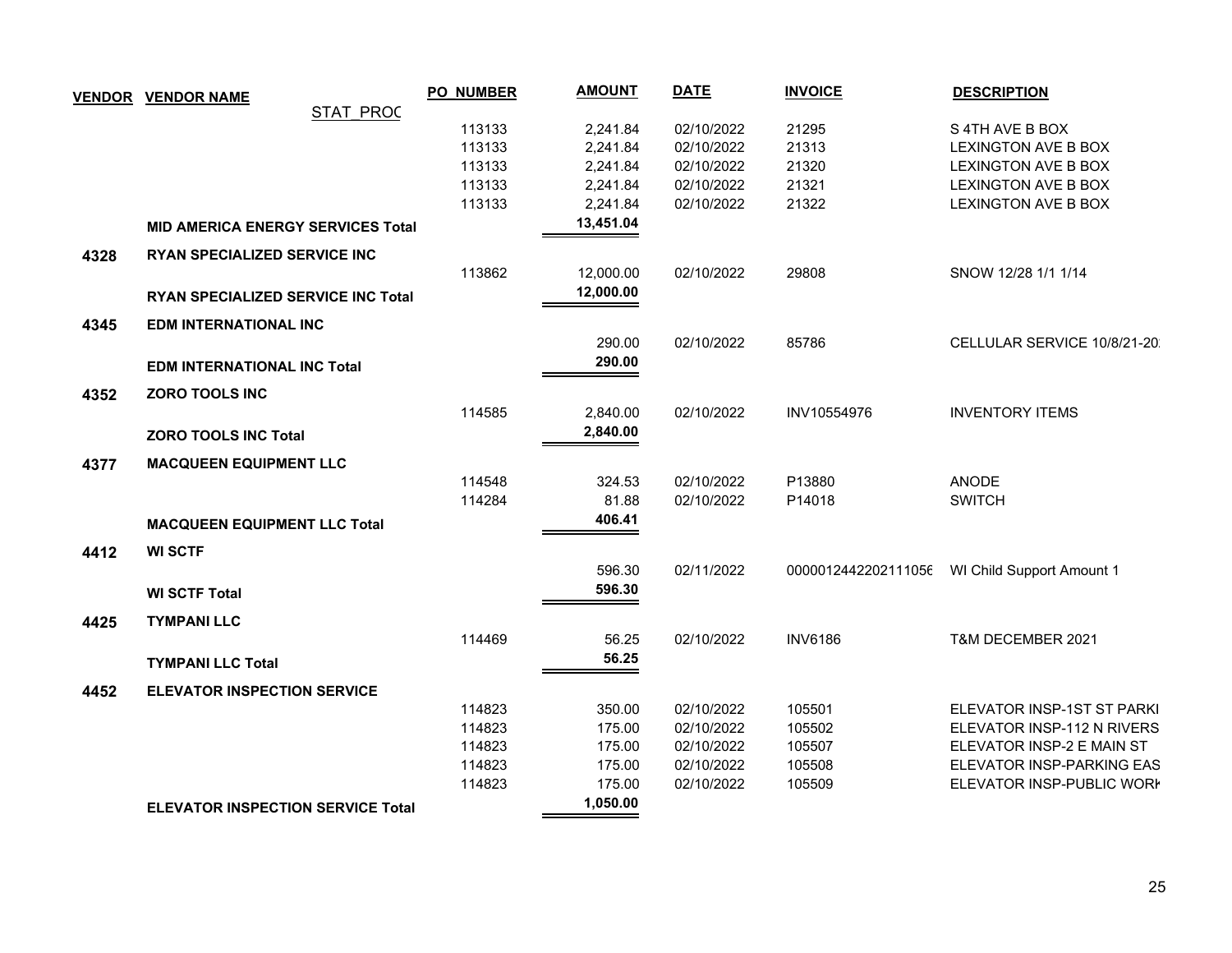| VENDOR | VENDOR NAME | PO_NUMBER | AMOUNT | DATE | INVOICE | DESCRIPTION |
|---|---|---|---|---|---|---|
| | STAT_PROC | | | | | |
| | | 113133 | 2,241.84 | 02/10/2022 | 21295 | S 4TH AVE B BOX |
| | | 113133 | 2,241.84 | 02/10/2022 | 21313 | LEXINGTON AVE B BOX |
| | | 113133 | 2,241.84 | 02/10/2022 | 21320 | LEXINGTON AVE B BOX |
| | | 113133 | 2,241.84 | 02/10/2022 | 21321 | LEXINGTON AVE B BOX |
| | | 113133 | 2,241.84 | 02/10/2022 | 21322 | LEXINGTON AVE B BOX |
| | **MID AMERICA ENERGY SERVICES Total** | | **13,451.04** | | | |
| **4328** | **RYAN SPECIALIZED SERVICE INC** | | | | | |
| | | 113862 | 12,000.00 | 02/10/2022 | 29808 | SNOW 12/28 1/1 1/14 |
| | **RYAN SPECIALIZED SERVICE INC Total** | | **12,000.00** | | | |
| **4345** | **EDM INTERNATIONAL INC** | | | | | |
| | | | 290.00 | 02/10/2022 | 85786 | CELLULAR SERVICE 10/8/21-20 |
| | **EDM INTERNATIONAL INC Total** | | **290.00** | | | |
| **4352** | **ZORO TOOLS INC** | | | | | |
| | | 114585 | 2,840.00 | 02/10/2022 | INV10554976 | INVENTORY ITEMS |
| | **ZORO TOOLS INC Total** | | **2,840.00** | | | |
| **4377** | **MACQUEEN EQUIPMENT LLC** | | | | | |
| | | 114548 | 324.53 | 02/10/2022 | P13880 | ANODE |
| | | 114284 | 81.88 | 02/10/2022 | P14018 | SWITCH |
| | **MACQUEEN EQUIPMENT LLC Total** | | **406.41** | | | |
| **4412** | **WI SCTF** | | | | | |
| | | | 596.30 | 02/11/2022 | 0000012442202111056 | WI Child Support Amount 1 |
| | **WI SCTF Total** | | **596.30** | | | |
| **4425** | **TYMPANI LLC** | | | | | |
| | | 114469 | 56.25 | 02/10/2022 | INV6186 | T&M DECEMBER 2021 |
| | **TYMPANI LLC Total** | | **56.25** | | | |
| **4452** | **ELEVATOR INSPECTION SERVICE** | | | | | |
| | | 114823 | 350.00 | 02/10/2022 | 105501 | ELEVATOR INSP-1ST ST PARKI |
| | | 114823 | 175.00 | 02/10/2022 | 105502 | ELEVATOR INSP-112 N RIVERS |
| | | 114823 | 175.00 | 02/10/2022 | 105507 | ELEVATOR INSP-2 E MAIN ST |
| | | 114823 | 175.00 | 02/10/2022 | 105508 | ELEVATOR INSP-PARKING EAS |
| | | 114823 | 175.00 | 02/10/2022 | 105509 | ELEVATOR INSP-PUBLIC WORK |
| | **ELEVATOR INSPECTION SERVICE Total** | | **1,050.00** | | | |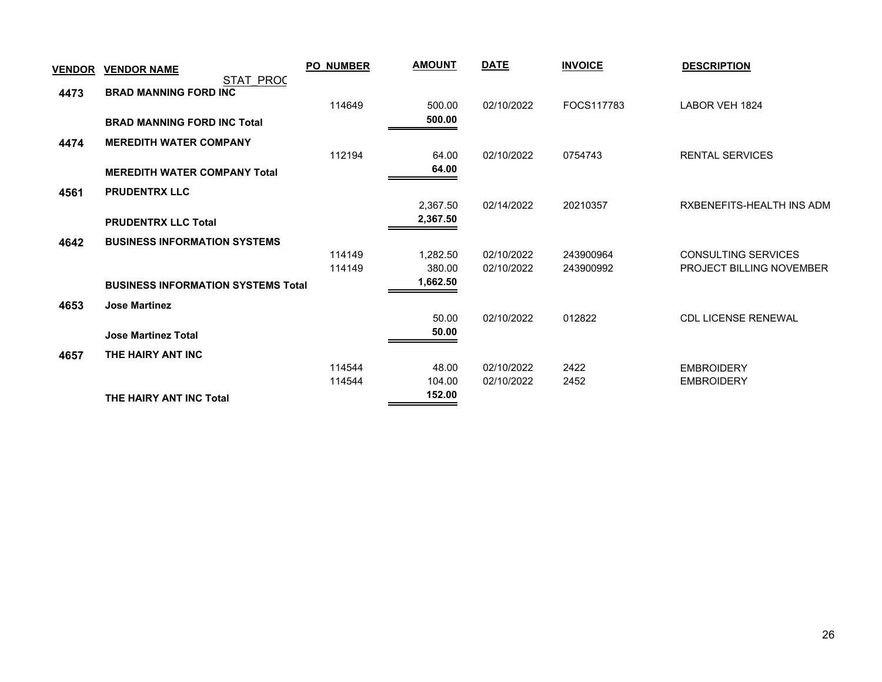| VENDOR | VENDOR NAME | PO_NUMBER | AMOUNT | DATE | INVOICE | DESCRIPTION |
|---|---|---|---|---|---|---|
| | STAT_PROC | | | | | |
| **4473** | **BRAD MANNING FORD INC** | | | | | |
| | | 114649 | 500.00 | 02/10/2022 | FOCS117783 | LABOR VEH 1824 |
| | **BRAD MANNING FORD INC Total** | | **500.00** | | | |
| **4474** | **MEREDITH WATER COMPANY** | | | | | |
| | | 112194 | 64.00 | 02/10/2022 | 0754743 | RENTAL SERVICES |
| | **MEREDITH WATER COMPANY Total** | | **64.00** | | | |
| **4561** | **PRUDENTRX LLC** | | | | | |
| | | | 2,367.50 | 02/14/2022 | 20210357 | RXBENEFITS-HEALTH INS ADM |
| | **PRUDENTRX LLC Total** | | **2,367.50** | | | |
| **4642** | **BUSINESS INFORMATION SYSTEMS** | | | | | |
| | | 114149 | 1,282.50 | 02/10/2022 | 243900964 | CONSULTING SERVICES |
| | | 114149 | 380.00 | 02/10/2022 | 243900992 | PROJECT BILLING NOVEMBER |
| | **BUSINESS INFORMATION SYSTEMS Total** | | **1,662.50** | | | |
| **4653** | **Jose Martinez** | | | | | |
| | | | 50.00 | 02/10/2022 | 012822 | CDL LICENSE RENEWAL |
| | **Jose Martinez Total** | | **50.00** | | | |
| **4657** | **THE HAIRY ANT INC** | | | | | |
| | | 114544 | 48.00 | 02/10/2022 | 2422 | EMBROIDERY |
| | | 114544 | 104.00 | 02/10/2022 | 2452 | EMBROIDERY |
| | **THE HAIRY ANT INC Total** | | **152.00** | | | |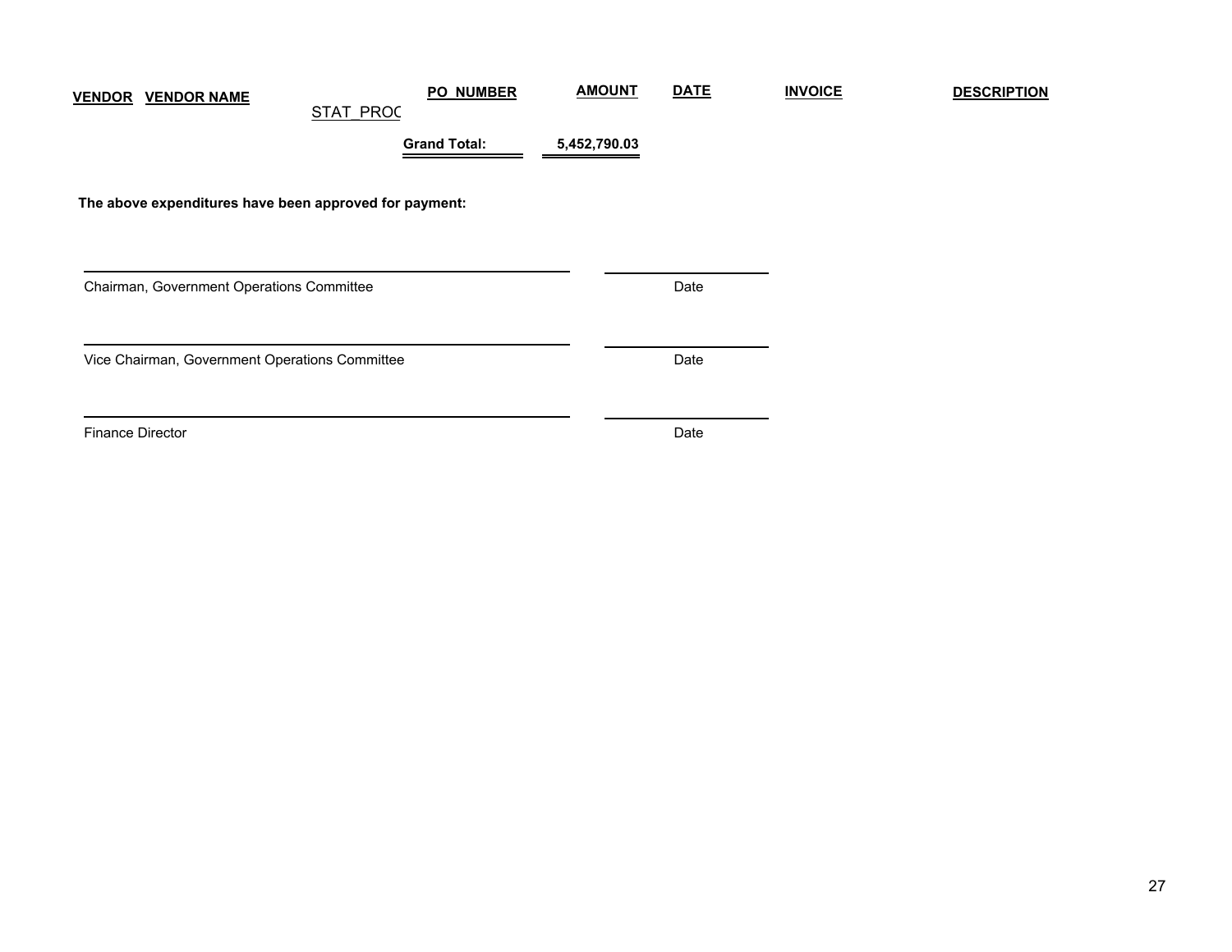| VENDOR | VENDOR NAME | STAT_PROC | PO_NUMBER | AMOUNT | DATE | INVOICE | DESCRIPTION |
|---|---|---|---|---|---|---|---|
| | | | **Grand Total:** | **5,452,790.03** | | | |

**The above expenditures have been approved for payment:**

| | |
|---|---|
| Chairman, Government Operations Committee | Date |
| Vice Chairman, Government Operations Committee | Date |
| Finance Director | Date |